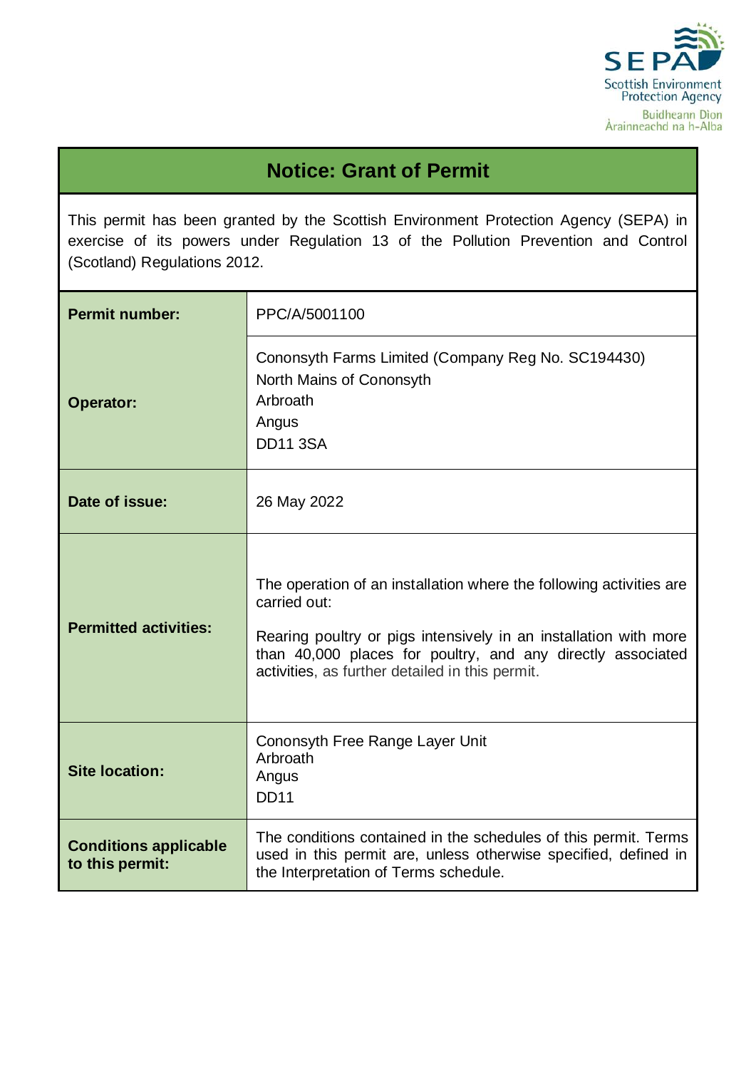# Notice: Grant of Permit

This permit has been granted by the Scottish Environment Protection Agency (SEPA) in exercise of its powers under Regulation 13 of the Pollution Prevention and Control (Scotland) Regulations 2012.

| | |
|---|---|
| **Permit number:** | PPC/A/5001100 |
| **Operator:** | Cononsyth Farms Limited (Company Reg No. SC194430)<br>North Mains of Cononsyth<br>Arbroath<br>Angus<br>DD11 3SA |
| **Date of issue:** | 26 May 2022 |
| **Permitted activities:** | The operation of an installation where the following activities are carried out:<br><br>Rearing poultry or pigs intensively in an installation with more than 40,000 places for poultry, and any directly associated activities, as further detailed in this permit. |
| **Site location:** | Cononsyth Free Range Layer Unit<br>Arbroath<br>Angus<br>DD11 |
| **Conditions applicable to this permit:** | The conditions contained in the schedules of this permit. Terms used in this permit are, unless otherwise specified, defined in the Interpretation of Terms schedule. |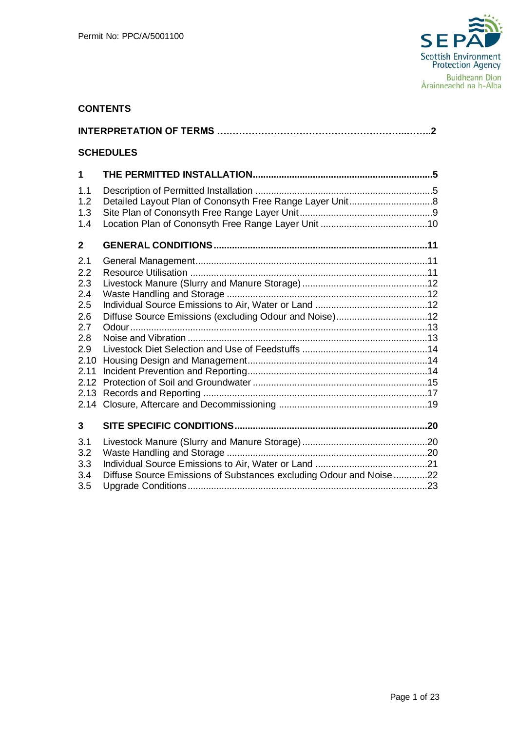## CONTENTS

**INTERPRETATION OF TERMS ……………………………………………………..……..2**

**SCHEDULES**

| | | |
|---|---|---|
| **1** | **THE PERMITTED INSTALLATION** | **5** |
| 1.1 | Description of Permitted Installation | 5 |
| 1.2 | Detailed Layout Plan of Cononsyth Free Range Layer Unit | 8 |
| 1.3 | Site Plan of Cononsyth Free Range Layer Unit | 9 |
| 1.4 | Location Plan of Cononsyth Free Range Layer Unit | 10 |
| **2** | **GENERAL CONDITIONS** | **11** |
| 2.1 | General Management | 11 |
| 2.2 | Resource Utilisation | 11 |
| 2.3 | Livestock Manure (Slurry and Manure Storage) | 12 |
| 2.4 | Waste Handling and Storage | 12 |
| 2.5 | Individual Source Emissions to Air, Water or Land | 12 |
| 2.6 | Diffuse Source Emissions (excluding Odour and Noise) | 12 |
| 2.7 | Odour | 13 |
| 2.8 | Noise and Vibration | 13 |
| 2.9 | Livestock Diet Selection and Use of Feedstuffs | 14 |
| 2.10 | Housing Design and Management | 14 |
| 2.11 | Incident Prevention and Reporting | 14 |
| 2.12 | Protection of Soil and Groundwater | 15 |
| 2.13 | Records and Reporting | 17 |
| 2.14 | Closure, Aftercare and Decommissioning | 19 |
| **3** | **SITE SPECIFIC CONDITIONS** | **20** |
| 3.1 | Livestock Manure (Slurry and Manure Storage) | 20 |
| 3.2 | Waste Handling and Storage | 20 |
| 3.3 | Individual Source Emissions to Air, Water or Land | 21 |
| 3.4 | Diffuse Source Emissions of Substances excluding Odour and Noise | 22 |
| 3.5 | Upgrade Conditions | 23 |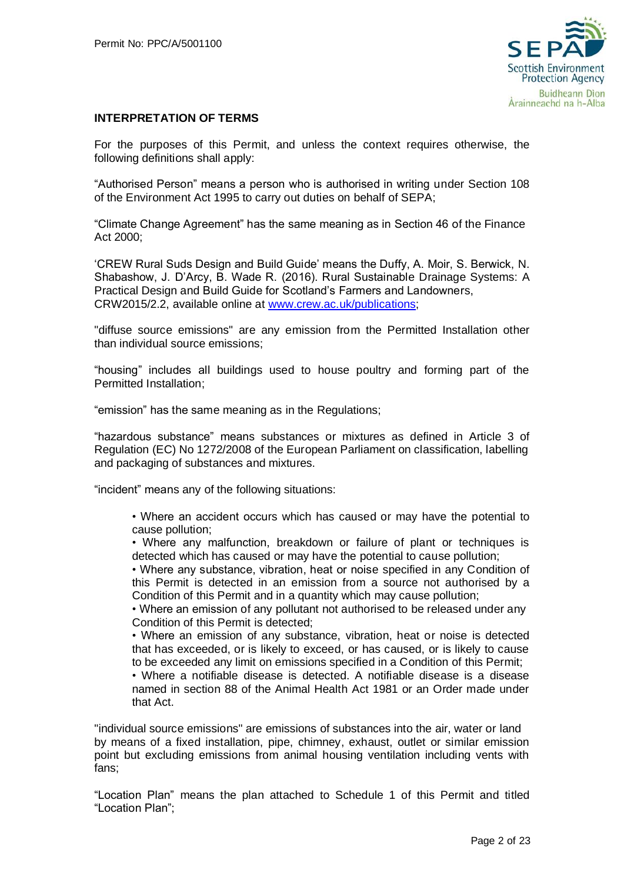## INTERPRETATION OF TERMS

For the purposes of this Permit, and unless the context requires otherwise, the following definitions shall apply:

"Authorised Person" means a person who is authorised in writing under Section 108 of the Environment Act 1995 to carry out duties on behalf of SEPA;

"Climate Change Agreement" has the same meaning as in Section 46 of the Finance Act 2000;

'CREW Rural Suds Design and Build Guide' means the Duffy, A. Moir, S. Berwick, N. Shabashow, J. D'Arcy, B. Wade R. (2016). Rural Sustainable Drainage Systems: A Practical Design and Build Guide for Scotland's Farmers and Landowners, CRW2015/2.2, available online at www.crew.ac.uk/publications;

"diffuse source emissions" are any emission from the Permitted Installation other than individual source emissions;

"housing" includes all buildings used to house poultry and forming part of the Permitted Installation;

"emission" has the same meaning as in the Regulations;

"hazardous substance" means substances or mixtures as defined in Article 3 of Regulation (EC) No 1272/2008 of the European Parliament on classification, labelling and packaging of substances and mixtures.

"incident" means any of the following situations:

- Where an accident occurs which has caused or may have the potential to cause pollution;
- Where any malfunction, breakdown or failure of plant or techniques is detected which has caused or may have the potential to cause pollution;
- Where any substance, vibration, heat or noise specified in any Condition of this Permit is detected in an emission from a source not authorised by a Condition of this Permit and in a quantity which may cause pollution;
- Where an emission of any pollutant not authorised to be released under any Condition of this Permit is detected;
- Where an emission of any substance, vibration, heat or noise is detected that has exceeded, or is likely to exceed, or has caused, or is likely to cause to be exceeded any limit on emissions specified in a Condition of this Permit;
- Where a notifiable disease is detected. A notifiable disease is a disease named in section 88 of the Animal Health Act 1981 or an Order made under that Act.

"individual source emissions" are emissions of substances into the air, water or land by means of a fixed installation, pipe, chimney, exhaust, outlet or similar emission point but excluding emissions from animal housing ventilation including vents with fans;

"Location Plan" means the plan attached to Schedule 1 of this Permit and titled "Location Plan";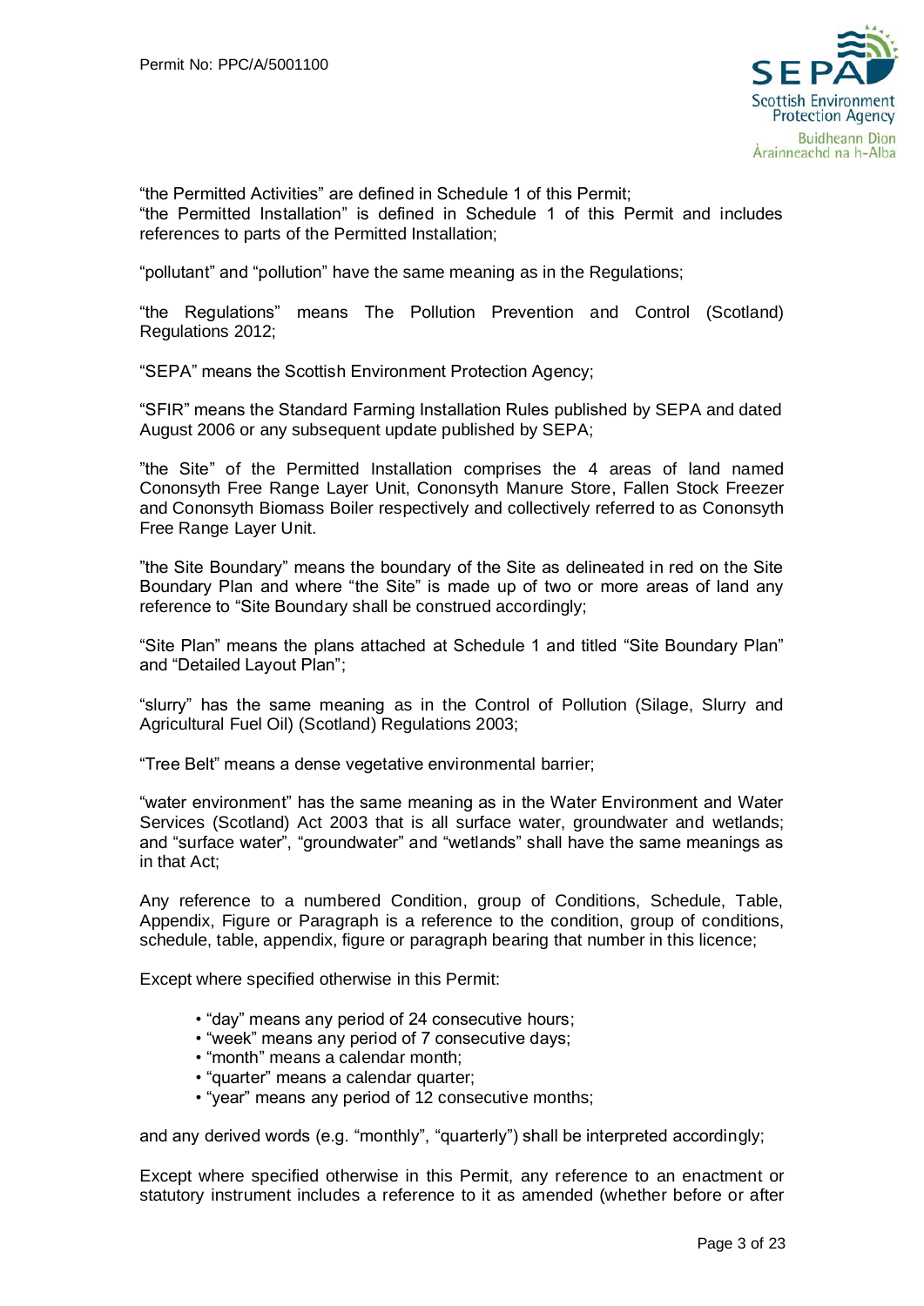"the Permitted Activities" are defined in Schedule 1 of this Permit;
"the Permitted Installation" is defined in Schedule 1 of this Permit and includes references to parts of the Permitted Installation;

"pollutant" and "pollution" have the same meaning as in the Regulations;

"the Regulations" means The Pollution Prevention and Control (Scotland) Regulations 2012;

"SEPA" means the Scottish Environment Protection Agency;

"SFIR" means the Standard Farming Installation Rules published by SEPA and dated August 2006 or any subsequent update published by SEPA;

"the Site" of the Permitted Installation comprises the 4 areas of land named Cononsyth Free Range Layer Unit, Cononsyth Manure Store, Fallen Stock Freezer and Cononsyth Biomass Boiler respectively and collectively referred to as Cononsyth Free Range Layer Unit.

"the Site Boundary" means the boundary of the Site as delineated in red on the Site Boundary Plan and where "the Site" is made up of two or more areas of land any reference to "Site Boundary shall be construed accordingly;

"Site Plan" means the plans attached at Schedule 1 and titled "Site Boundary Plan" and "Detailed Layout Plan";

"slurry" has the same meaning as in the Control of Pollution (Silage, Slurry and Agricultural Fuel Oil) (Scotland) Regulations 2003;

"Tree Belt" means a dense vegetative environmental barrier;

"water environment" has the same meaning as in the Water Environment and Water Services (Scotland) Act 2003 that is all surface water, groundwater and wetlands; and "surface water", "groundwater" and "wetlands" shall have the same meanings as in that Act;

Any reference to a numbered Condition, group of Conditions, Schedule, Table, Appendix, Figure or Paragraph is a reference to the condition, group of conditions, schedule, table, appendix, figure or paragraph bearing that number in this licence;

Except where specified otherwise in this Permit:

- "day" means any period of 24 consecutive hours;
- "week" means any period of 7 consecutive days;
- "month" means a calendar month;
- "quarter" means a calendar quarter;
- "year" means any period of 12 consecutive months;

and any derived words (e.g. "monthly", "quarterly") shall be interpreted accordingly;

Except where specified otherwise in this Permit, any reference to an enactment or statutory instrument includes a reference to it as amended (whether before or after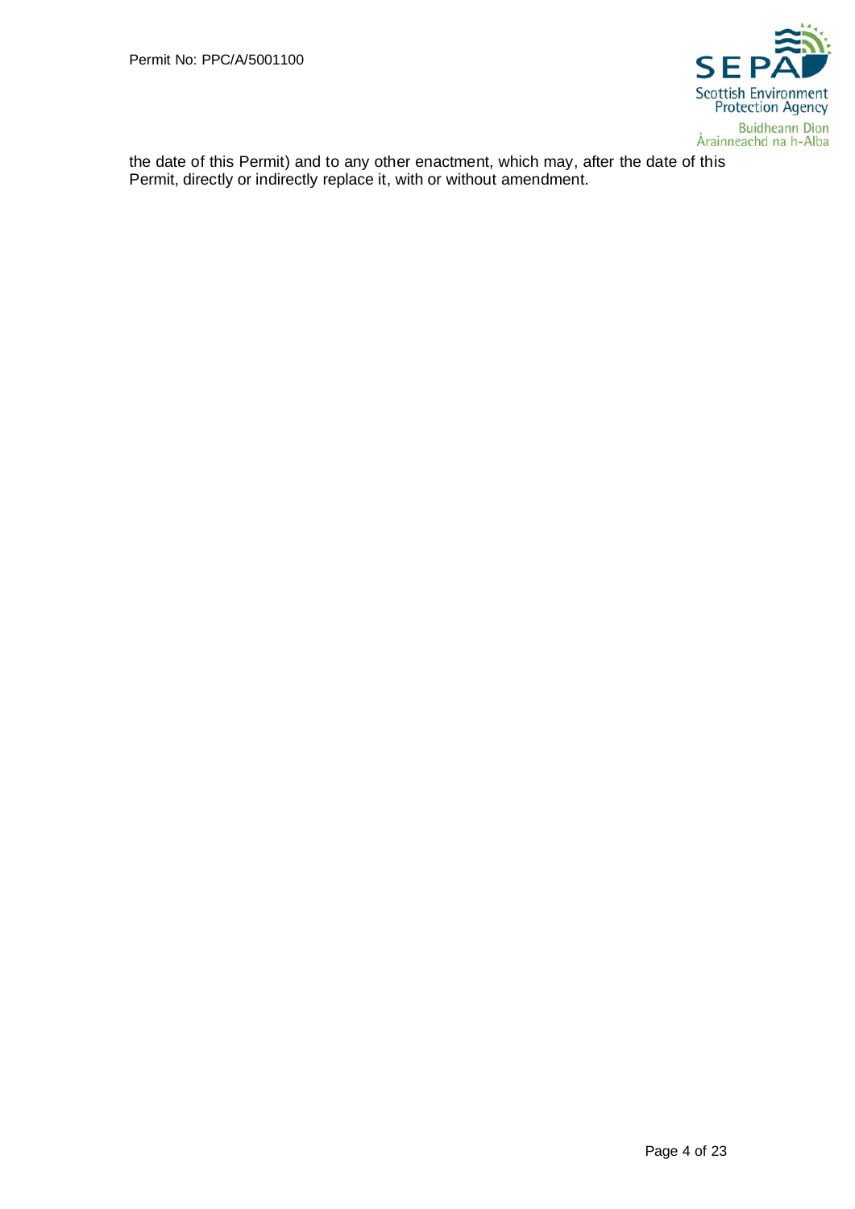the date of this Permit) and to any other enactment, which may, after the date of this Permit, directly or indirectly replace it, with or without amendment.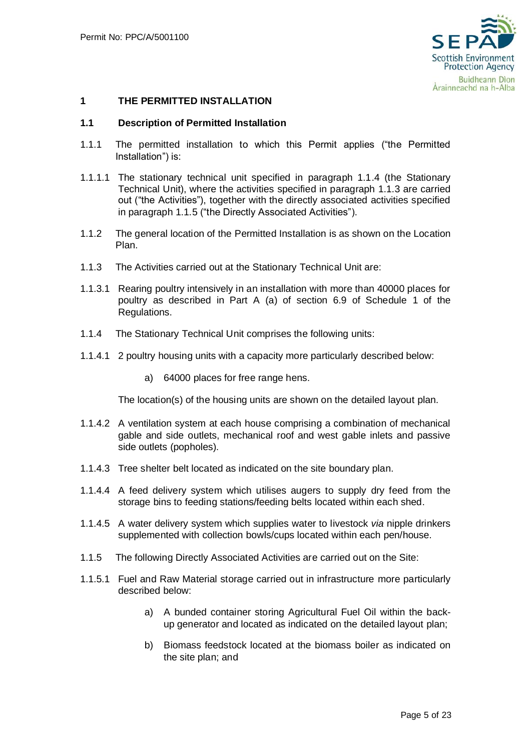## 1 THE PERMITTED INSTALLATION

### 1.1 Description of Permitted Installation

1.1.1 The permitted installation to which this Permit applies ("the Permitted Installation") is:

1.1.1.1 The stationary technical unit specified in paragraph 1.1.4 (the Stationary Technical Unit), where the activities specified in paragraph 1.1.3 are carried out ("the Activities"), together with the directly associated activities specified in paragraph 1.1.5 ("the Directly Associated Activities").

1.1.2 The general location of the Permitted Installation is as shown on the Location Plan.

1.1.3 The Activities carried out at the Stationary Technical Unit are:

1.1.3.1 Rearing poultry intensively in an installation with more than 40000 places for poultry as described in Part A (a) of section 6.9 of Schedule 1 of the Regulations.

1.1.4 The Stationary Technical Unit comprises the following units:

1.1.4.1 2 poultry housing units with a capacity more particularly described below:

a) 64000 places for free range hens.

The location(s) of the housing units are shown on the detailed layout plan.

1.1.4.2 A ventilation system at each house comprising a combination of mechanical gable and side outlets, mechanical roof and west gable inlets and passive side outlets (popholes).

1.1.4.3 Tree shelter belt located as indicated on the site boundary plan.

1.1.4.4 A feed delivery system which utilises augers to supply dry feed from the storage bins to feeding stations/feeding belts located within each shed.

1.1.4.5 A water delivery system which supplies water to livestock *via* nipple drinkers supplemented with collection bowls/cups located within each pen/house.

1.1.5 The following Directly Associated Activities are carried out on the Site:

1.1.5.1 Fuel and Raw Material storage carried out in infrastructure more particularly described below:

a) A bunded container storing Agricultural Fuel Oil within the back-up generator and located as indicated on the detailed layout plan;

b) Biomass feedstock located at the biomass boiler as indicated on the site plan; and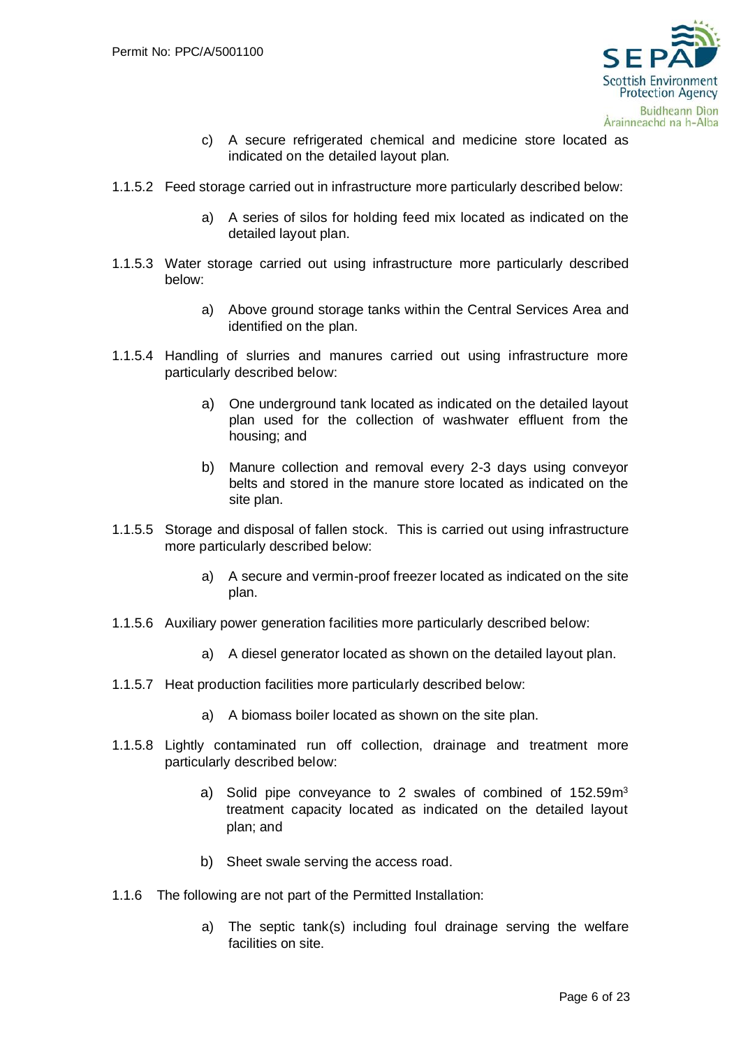c) A secure refrigerated chemical and medicine store located as indicated on the detailed layout plan.

1.1.5.2 Feed storage carried out in infrastructure more particularly described below:

a) A series of silos for holding feed mix located as indicated on the detailed layout plan.

1.1.5.3 Water storage carried out using infrastructure more particularly described below:

a) Above ground storage tanks within the Central Services Area and identified on the plan.

1.1.5.4 Handling of slurries and manures carried out using infrastructure more particularly described below:

a) One underground tank located as indicated on the detailed layout plan used for the collection of washwater effluent from the housing; and

b) Manure collection and removal every 2-3 days using conveyor belts and stored in the manure store located as indicated on the site plan.

1.1.5.5 Storage and disposal of fallen stock. This is carried out using infrastructure more particularly described below:

a) A secure and vermin-proof freezer located as indicated on the site plan.

1.1.5.6 Auxiliary power generation facilities more particularly described below:

a) A diesel generator located as shown on the detailed layout plan.

1.1.5.7 Heat production facilities more particularly described below:

a) A biomass boiler located as shown on the site plan.

1.1.5.8 Lightly contaminated run off collection, drainage and treatment more particularly described below:

a) Solid pipe conveyance to 2 swales of combined of 152.59$m^3$ treatment capacity located as indicated on the detailed layout plan; and

b) Sheet swale serving the access road.

1.1.6 The following are not part of the Permitted Installation:

a) The septic tank(s) including foul drainage serving the welfare facilities on site.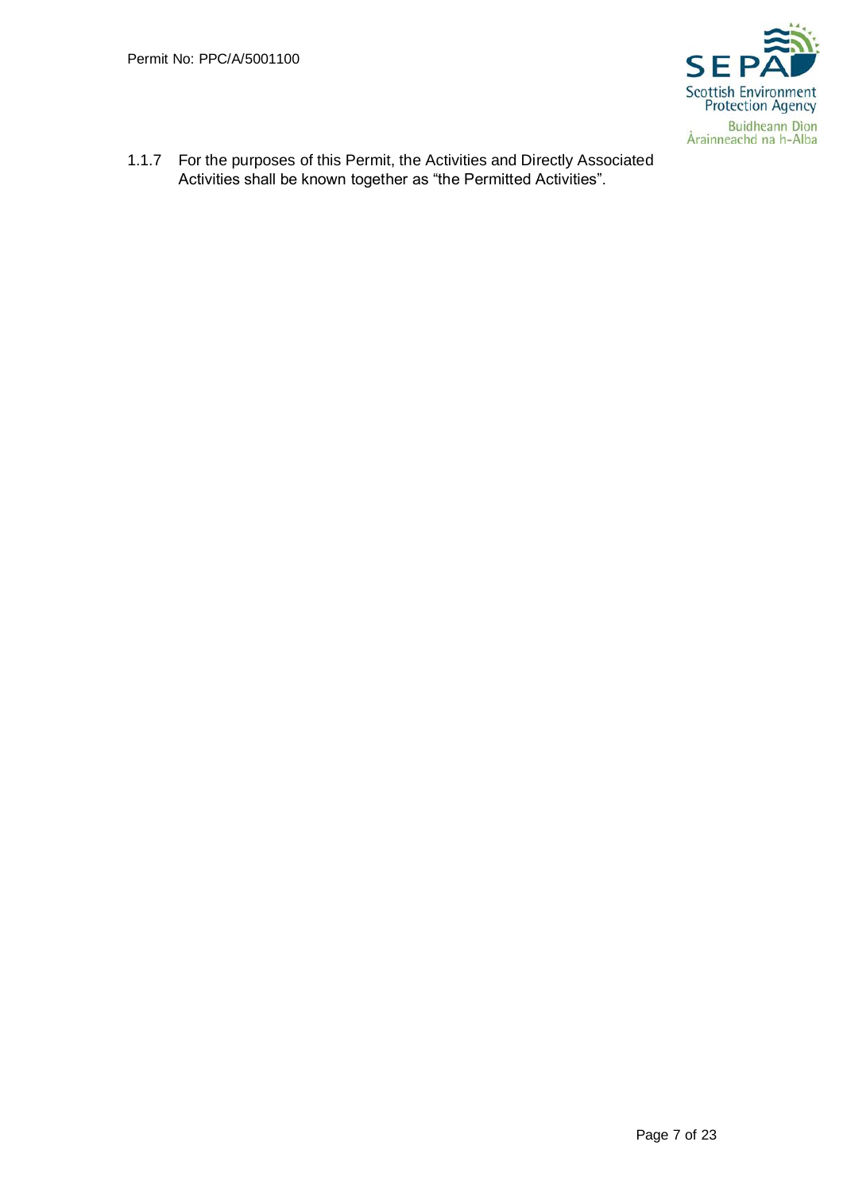1.1.7 For the purposes of this Permit, the Activities and Directly Associated Activities shall be known together as “the Permitted Activities”.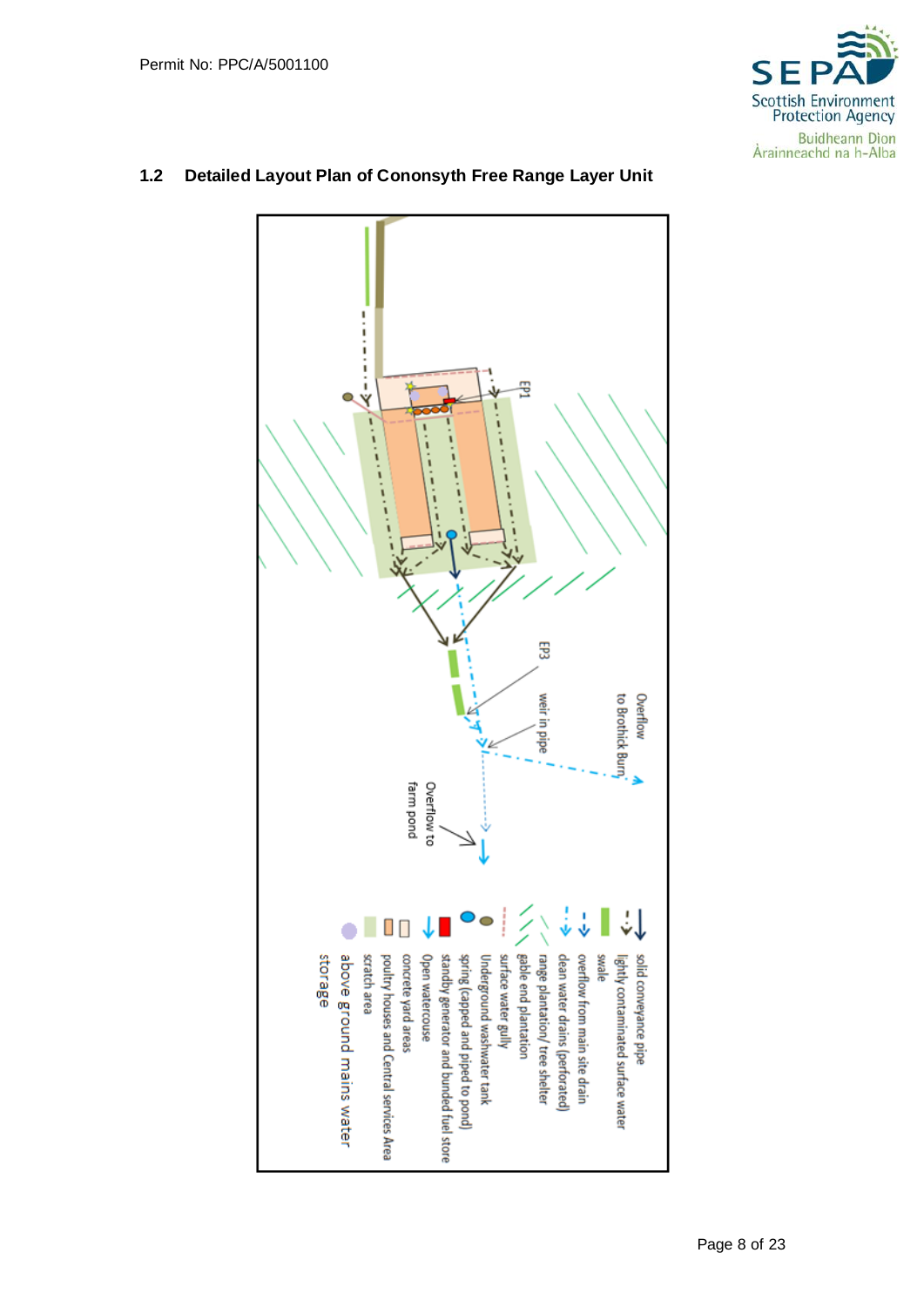## 1.2 Detailed Layout Plan of Cononsyth Free Range Layer Unit

EP1

EP3

weir in pipe

Overflow to Brothick Burn

Overflow to farm pond

solid conveyance pipe

lightly contaminated surface water swale

overflow from main site drain

clean water drains (perforated)

range plantation/ tree shelter

gable end plantation

surface water gully

Underground washwater tank

spring (capped and piped to pond)

standby generator and bunded fuel store

Open watercouse

concrete yard areas

poultry houses and Central services Area

scratch area

above ground mains water storage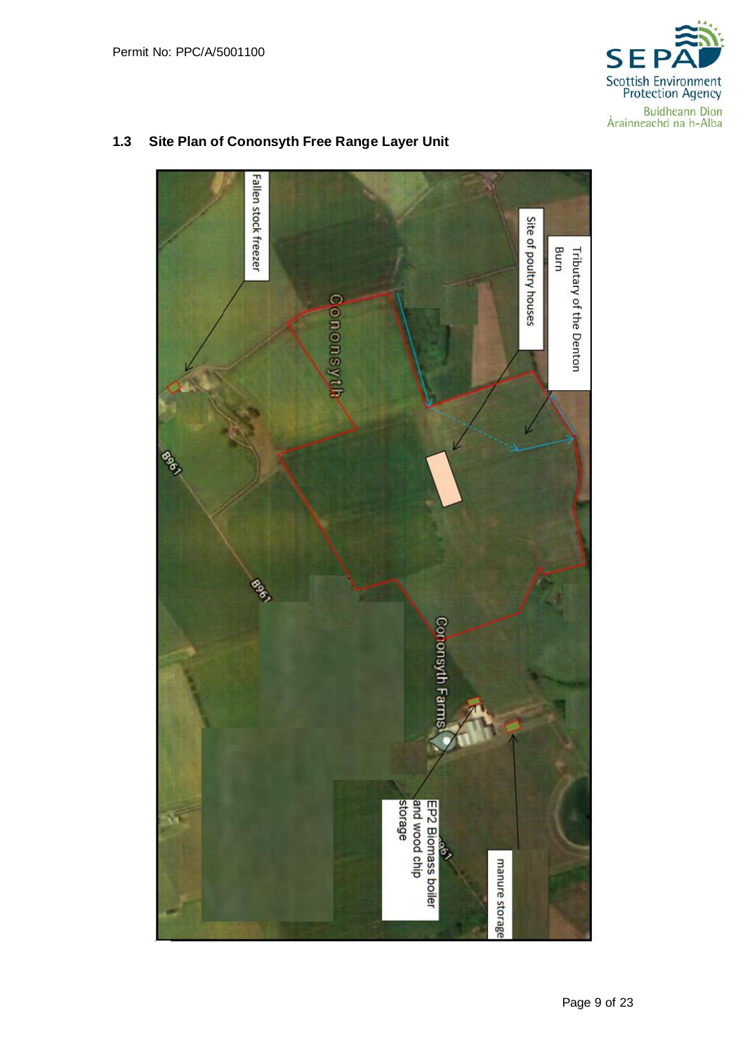### 1.3 Site Plan of Cononsyth Free Range Layer Unit

Fallen stock freezer

Cononsyth

Site of poultry houses

Tributary of the Denton Burn

B961

B961

Cononsyth Farms

EP2 Biomass boiler and wood chip storage

manure storage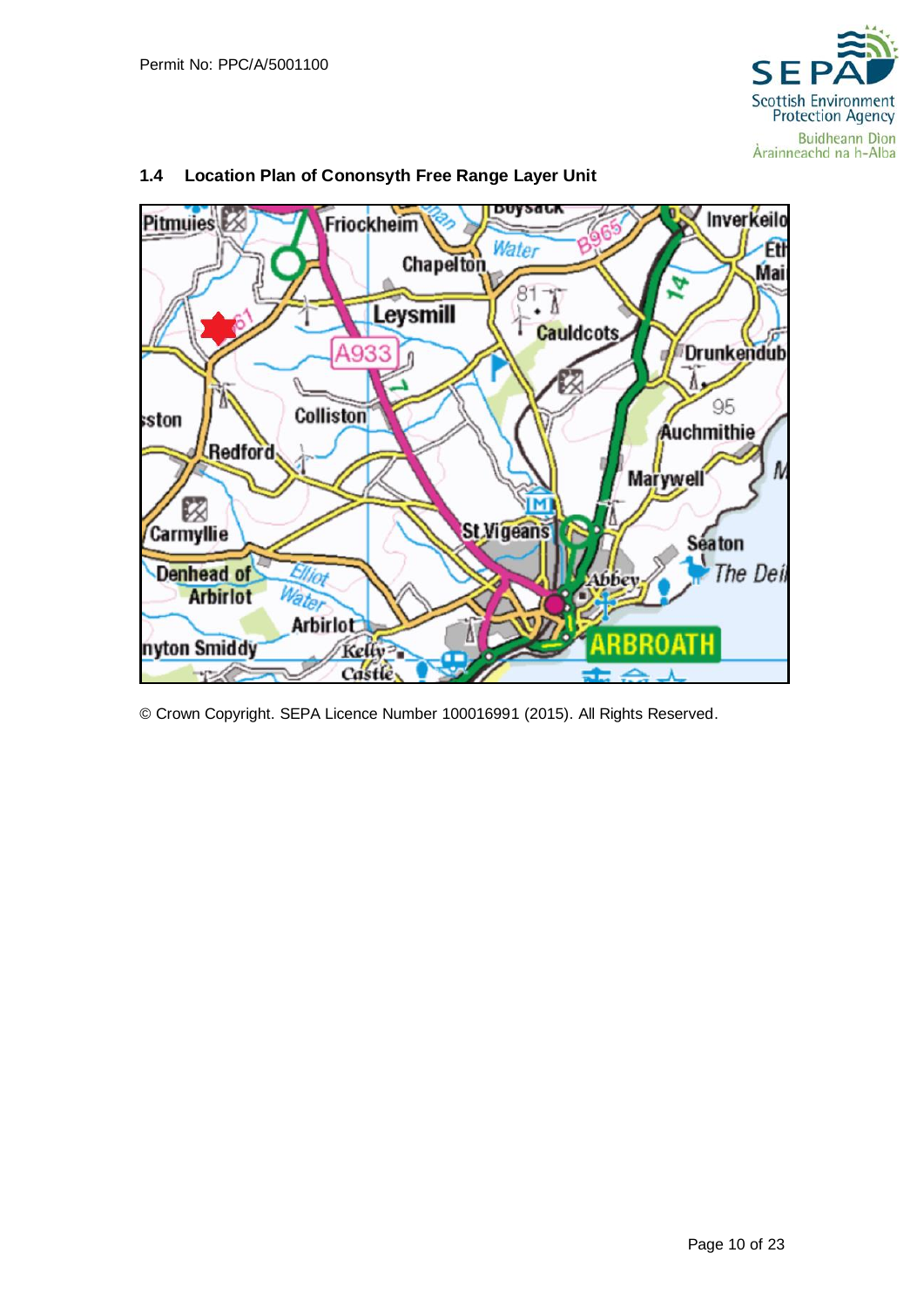## 1.4 Location Plan of Cononsyth Free Range Layer Unit

© Crown Copyright. SEPA Licence Number 100016991 (2015). All Rights Reserved.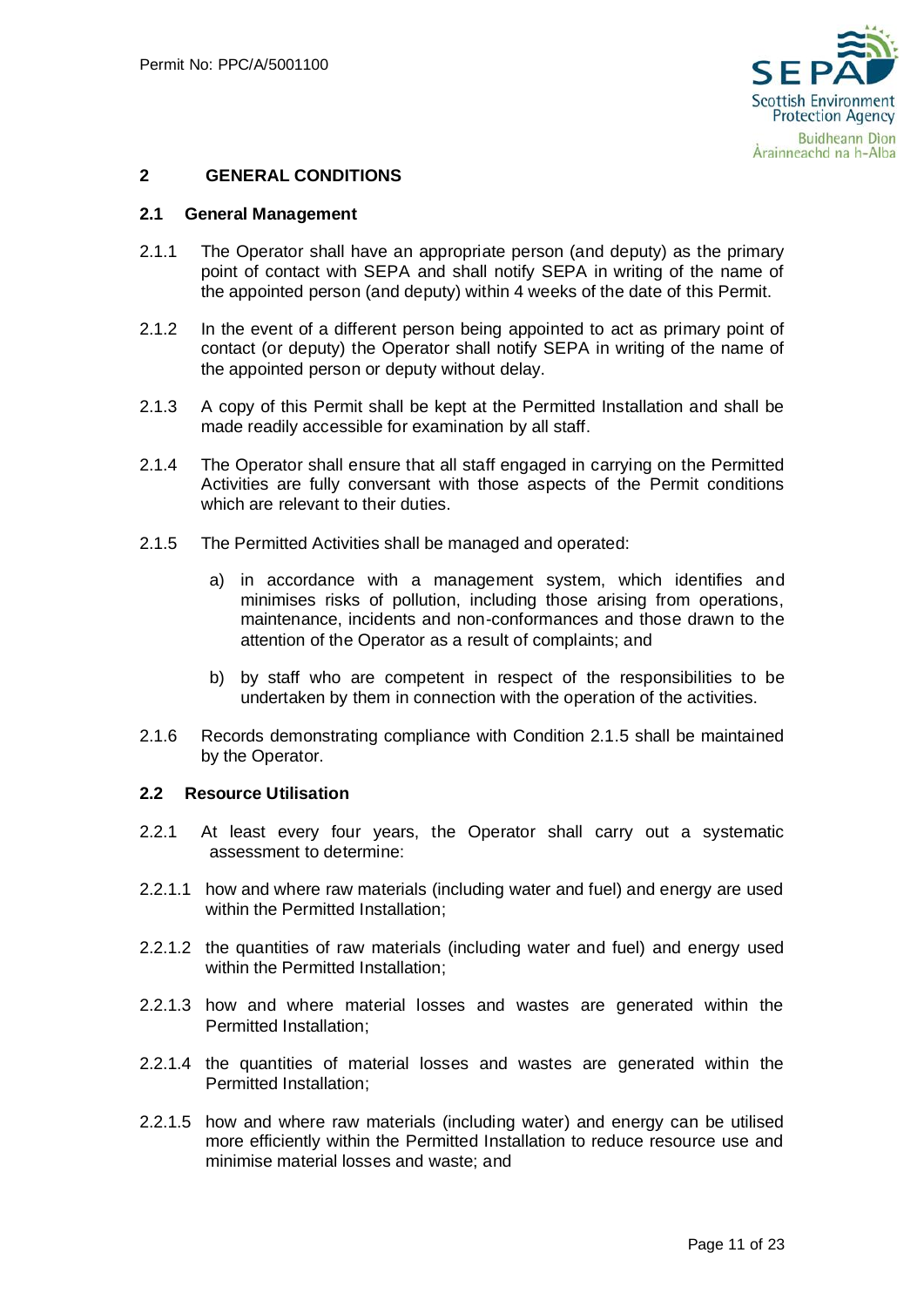## 2 GENERAL CONDITIONS

### 2.1 General Management

2.1.1 The Operator shall have an appropriate person (and deputy) as the primary point of contact with SEPA and shall notify SEPA in writing of the name of the appointed person (and deputy) within 4 weeks of the date of this Permit.

2.1.2 In the event of a different person being appointed to act as primary point of contact (or deputy) the Operator shall notify SEPA in writing of the name of the appointed person or deputy without delay.

2.1.3 A copy of this Permit shall be kept at the Permitted Installation and shall be made readily accessible for examination by all staff.

2.1.4 The Operator shall ensure that all staff engaged in carrying on the Permitted Activities are fully conversant with those aspects of the Permit conditions which are relevant to their duties.

2.1.5 The Permitted Activities shall be managed and operated:

a) in accordance with a management system, which identifies and minimises risks of pollution, including those arising from operations, maintenance, incidents and non-conformances and those drawn to the attention of the Operator as a result of complaints; and

b) by staff who are competent in respect of the responsibilities to be undertaken by them in connection with the operation of the activities.

2.1.6 Records demonstrating compliance with Condition 2.1.5 shall be maintained by the Operator.

### 2.2 Resource Utilisation

2.2.1 At least every four years, the Operator shall carry out a systematic assessment to determine:

2.2.1.1 how and where raw materials (including water and fuel) and energy are used within the Permitted Installation;

2.2.1.2 the quantities of raw materials (including water and fuel) and energy used within the Permitted Installation;

2.2.1.3 how and where material losses and wastes are generated within the Permitted Installation;

2.2.1.4 the quantities of material losses and wastes are generated within the Permitted Installation;

2.2.1.5 how and where raw materials (including water) and energy can be utilised more efficiently within the Permitted Installation to reduce resource use and minimise material losses and waste; and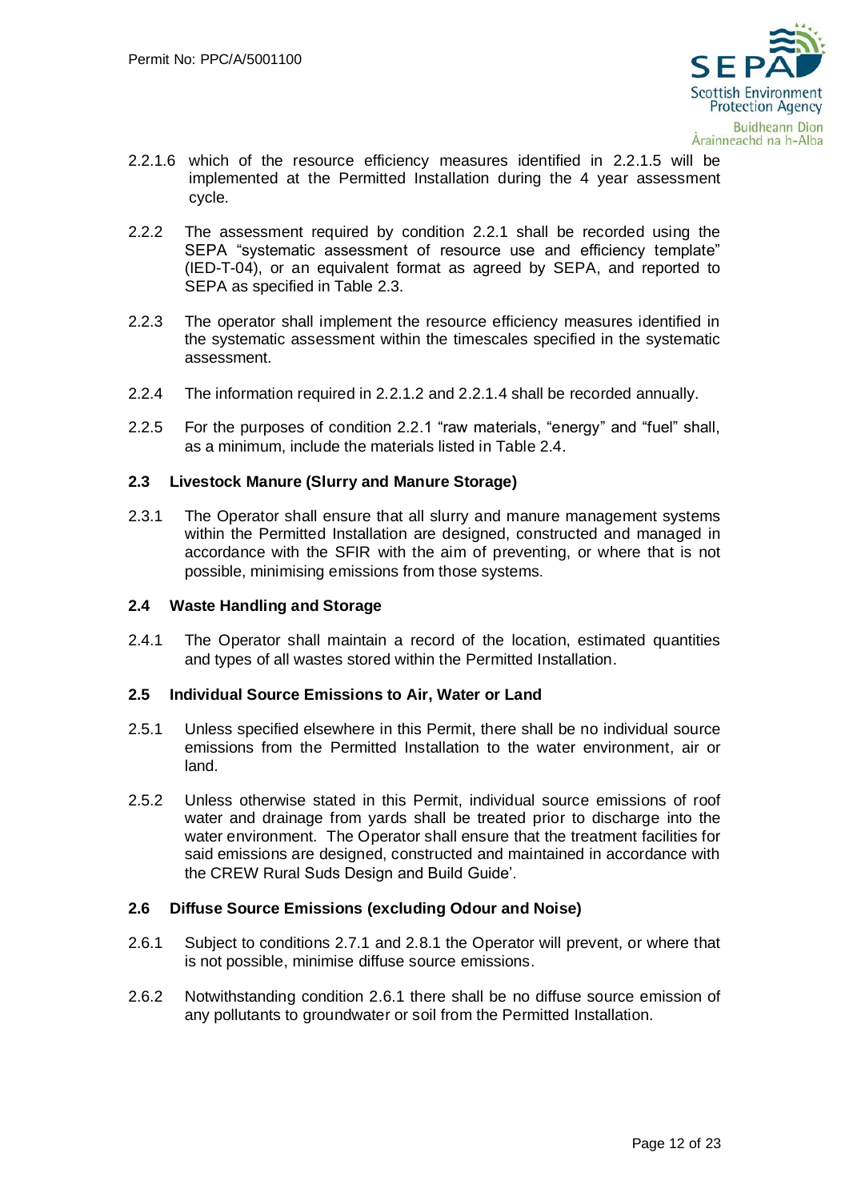2.2.1.6 which of the resource efficiency measures identified in 2.2.1.5 will be implemented at the Permitted Installation during the 4 year assessment cycle.

2.2.2 The assessment required by condition 2.2.1 shall be recorded using the SEPA "systematic assessment of resource use and efficiency template" (IED-T-04), or an equivalent format as agreed by SEPA, and reported to SEPA as specified in Table 2.3.

2.2.3 The operator shall implement the resource efficiency measures identified in the systematic assessment within the timescales specified in the systematic assessment.

2.2.4 The information required in 2.2.1.2 and 2.2.1.4 shall be recorded annually.

2.2.5 For the purposes of condition 2.2.1 "raw materials, "energy" and "fuel" shall, as a minimum, include the materials listed in Table 2.4.

### 2.3 Livestock Manure (Slurry and Manure Storage)

2.3.1 The Operator shall ensure that all slurry and manure management systems within the Permitted Installation are designed, constructed and managed in accordance with the SFIR with the aim of preventing, or where that is not possible, minimising emissions from those systems.

### 2.4 Waste Handling and Storage

2.4.1 The Operator shall maintain a record of the location, estimated quantities and types of all wastes stored within the Permitted Installation.

### 2.5 Individual Source Emissions to Air, Water or Land

2.5.1 Unless specified elsewhere in this Permit, there shall be no individual source emissions from the Permitted Installation to the water environment, air or land.

2.5.2 Unless otherwise stated in this Permit, individual source emissions of roof water and drainage from yards shall be treated prior to discharge into the water environment. The Operator shall ensure that the treatment facilities for said emissions are designed, constructed and maintained in accordance with the CREW Rural Suds Design and Build Guide'.

### 2.6 Diffuse Source Emissions (excluding Odour and Noise)

2.6.1 Subject to conditions 2.7.1 and 2.8.1 the Operator will prevent, or where that is not possible, minimise diffuse source emissions.

2.6.2 Notwithstanding condition 2.6.1 there shall be no diffuse source emission of any pollutants to groundwater or soil from the Permitted Installation.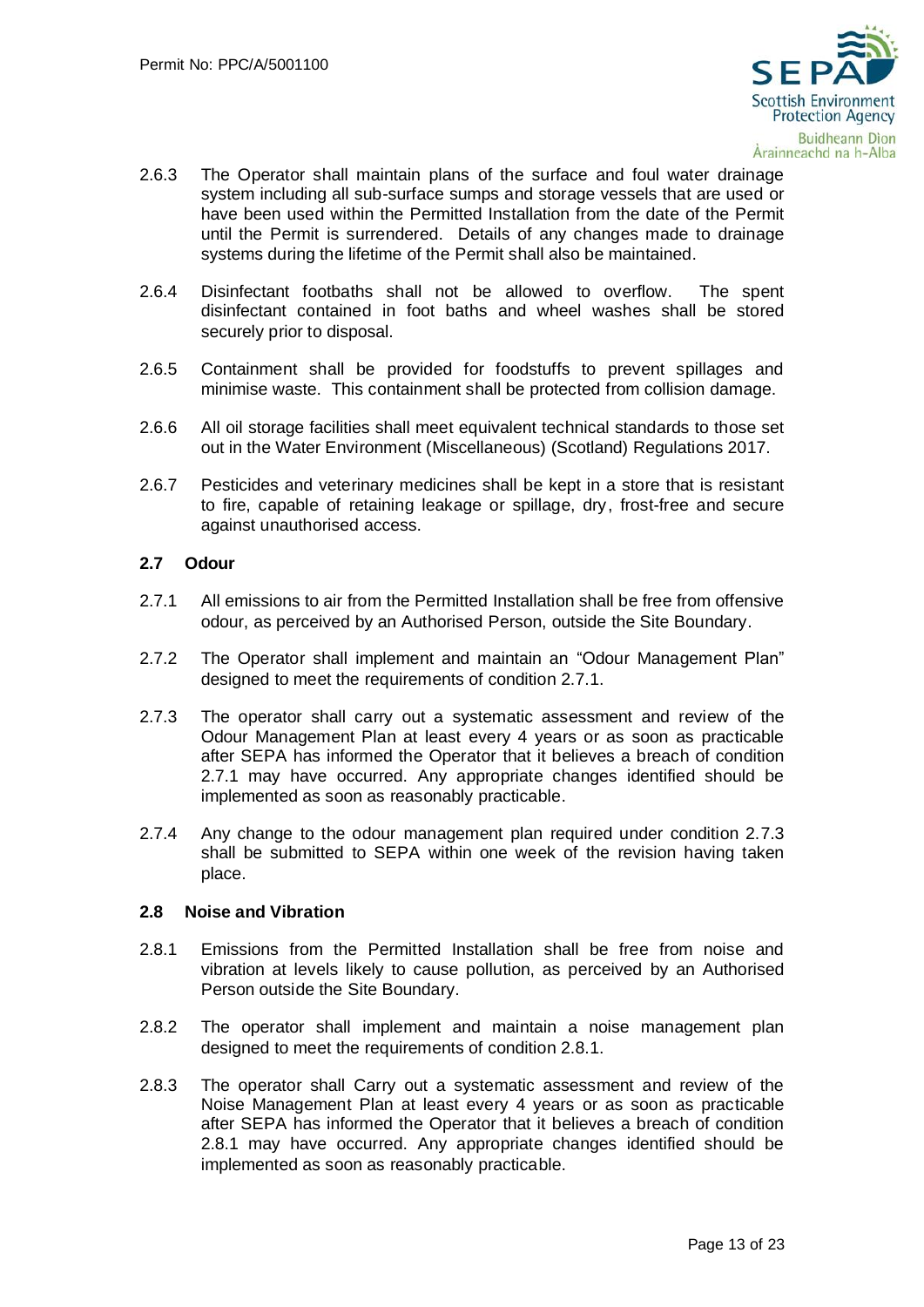2.6.3 The Operator shall maintain plans of the surface and foul water drainage system including all sub-surface sumps and storage vessels that are used or have been used within the Permitted Installation from the date of the Permit until the Permit is surrendered. Details of any changes made to drainage systems during the lifetime of the Permit shall also be maintained.

2.6.4 Disinfectant footbaths shall not be allowed to overflow. The spent disinfectant contained in foot baths and wheel washes shall be stored securely prior to disposal.

2.6.5 Containment shall be provided for foodstuffs to prevent spillages and minimise waste. This containment shall be protected from collision damage.

2.6.6 All oil storage facilities shall meet equivalent technical standards to those set out in the Water Environment (Miscellaneous) (Scotland) Regulations 2017.

2.6.7 Pesticides and veterinary medicines shall be kept in a store that is resistant to fire, capable of retaining leakage or spillage, dry, frost-free and secure against unauthorised access.

### 2.7 Odour

2.7.1 All emissions to air from the Permitted Installation shall be free from offensive odour, as perceived by an Authorised Person, outside the Site Boundary.

2.7.2 The Operator shall implement and maintain an "Odour Management Plan" designed to meet the requirements of condition 2.7.1.

2.7.3 The operator shall carry out a systematic assessment and review of the Odour Management Plan at least every 4 years or as soon as practicable after SEPA has informed the Operator that it believes a breach of condition 2.7.1 may have occurred. Any appropriate changes identified should be implemented as soon as reasonably practicable.

2.7.4 Any change to the odour management plan required under condition 2.7.3 shall be submitted to SEPA within one week of the revision having taken place.

### 2.8 Noise and Vibration

2.8.1 Emissions from the Permitted Installation shall be free from noise and vibration at levels likely to cause pollution, as perceived by an Authorised Person outside the Site Boundary.

2.8.2 The operator shall implement and maintain a noise management plan designed to meet the requirements of condition 2.8.1.

2.8.3 The operator shall Carry out a systematic assessment and review of the Noise Management Plan at least every 4 years or as soon as practicable after SEPA has informed the Operator that it believes a breach of condition 2.8.1 may have occurred. Any appropriate changes identified should be implemented as soon as reasonably practicable.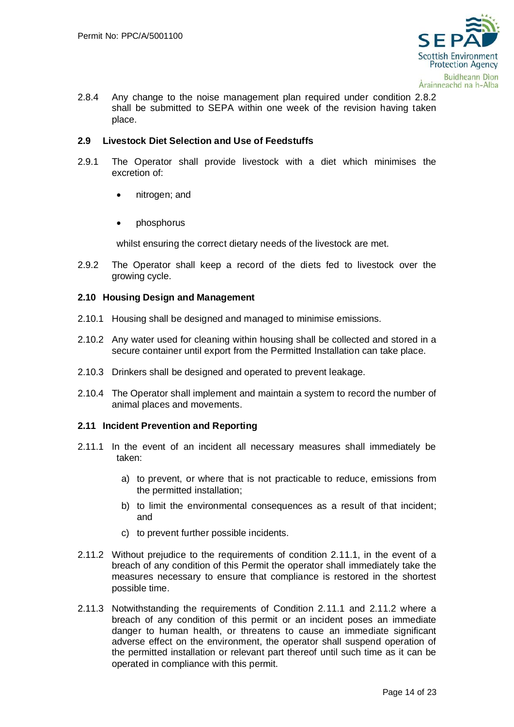2.8.4 Any change to the noise management plan required under condition 2.8.2 shall be submitted to SEPA within one week of the revision having taken place.

### 2.9 Livestock Diet Selection and Use of Feedstuffs

2.9.1 The Operator shall provide livestock with a diet which minimises the excretion of:

- nitrogen; and
- phosphorus

whilst ensuring the correct dietary needs of the livestock are met.

2.9.2 The Operator shall keep a record of the diets fed to livestock over the growing cycle.

### 2.10 Housing Design and Management

2.10.1 Housing shall be designed and managed to minimise emissions.

2.10.2 Any water used for cleaning within housing shall be collected and stored in a secure container until export from the Permitted Installation can take place.

2.10.3 Drinkers shall be designed and operated to prevent leakage.

2.10.4 The Operator shall implement and maintain a system to record the number of animal places and movements.

### 2.11 Incident Prevention and Reporting

2.11.1 In the event of an incident all necessary measures shall immediately be taken:

a) to prevent, or where that is not practicable to reduce, emissions from the permitted installation;

b) to limit the environmental consequences as a result of that incident; and

c) to prevent further possible incidents.

2.11.2 Without prejudice to the requirements of condition 2.11.1, in the event of a breach of any condition of this Permit the operator shall immediately take the measures necessary to ensure that compliance is restored in the shortest possible time.

2.11.3 Notwithstanding the requirements of Condition 2.11.1 and 2.11.2 where a breach of any condition of this permit or an incident poses an immediate danger to human health, or threatens to cause an immediate significant adverse effect on the environment, the operator shall suspend operation of the permitted installation or relevant part thereof until such time as it can be operated in compliance with this permit.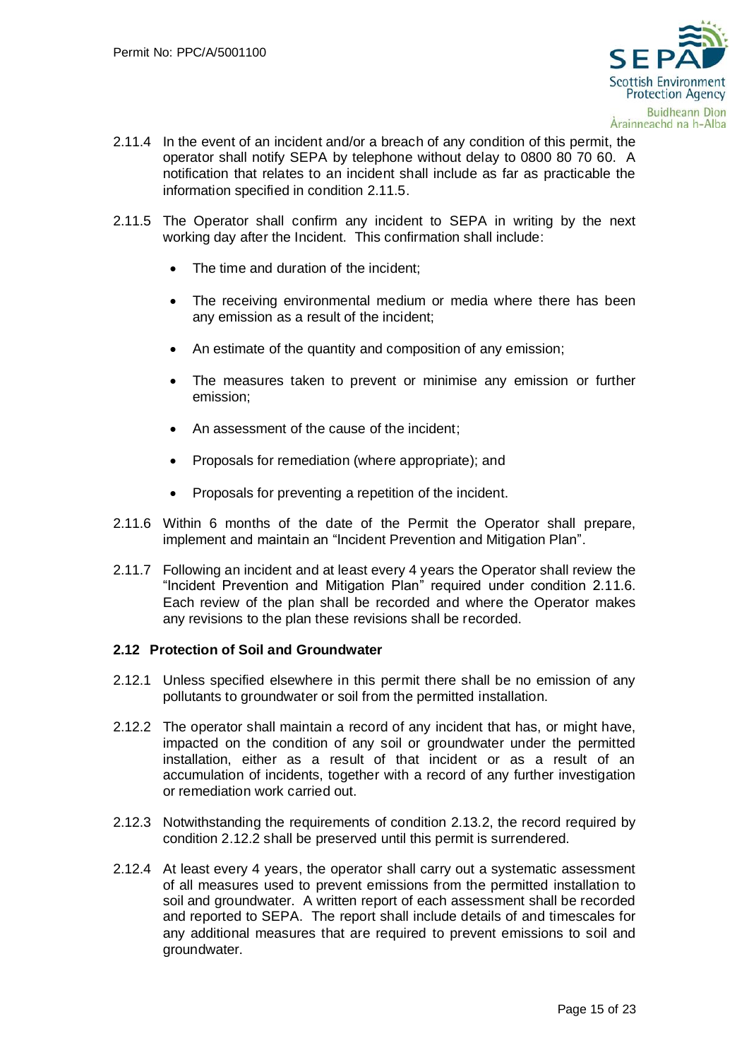2.11.4 In the event of an incident and/or a breach of any condition of this permit, the operator shall notify SEPA by telephone without delay to 0800 80 70 60. A notification that relates to an incident shall include as far as practicable the information specified in condition 2.11.5.

2.11.5 The Operator shall confirm any incident to SEPA in writing by the next working day after the Incident. This confirmation shall include:

- The time and duration of the incident;
- The receiving environmental medium or media where there has been any emission as a result of the incident;
- An estimate of the quantity and composition of any emission;
- The measures taken to prevent or minimise any emission or further emission;
- An assessment of the cause of the incident;
- Proposals for remediation (where appropriate); and
- Proposals for preventing a repetition of the incident.

2.11.6 Within 6 months of the date of the Permit the Operator shall prepare, implement and maintain an "Incident Prevention and Mitigation Plan".

2.11.7 Following an incident and at least every 4 years the Operator shall review the "Incident Prevention and Mitigation Plan" required under condition 2.11.6. Each review of the plan shall be recorded and where the Operator makes any revisions to the plan these revisions shall be recorded.

**2.12 Protection of Soil and Groundwater**

2.12.1 Unless specified elsewhere in this permit there shall be no emission of any pollutants to groundwater or soil from the permitted installation.

2.12.2 The operator shall maintain a record of any incident that has, or might have, impacted on the condition of any soil or groundwater under the permitted installation, either as a result of that incident or as a result of an accumulation of incidents, together with a record of any further investigation or remediation work carried out.

2.12.3 Notwithstanding the requirements of condition 2.13.2, the record required by condition 2.12.2 shall be preserved until this permit is surrendered.

2.12.4 At least every 4 years, the operator shall carry out a systematic assessment of all measures used to prevent emissions from the permitted installation to soil and groundwater. A written report of each assessment shall be recorded and reported to SEPA. The report shall include details of and timescales for any additional measures that are required to prevent emissions to soil and groundwater.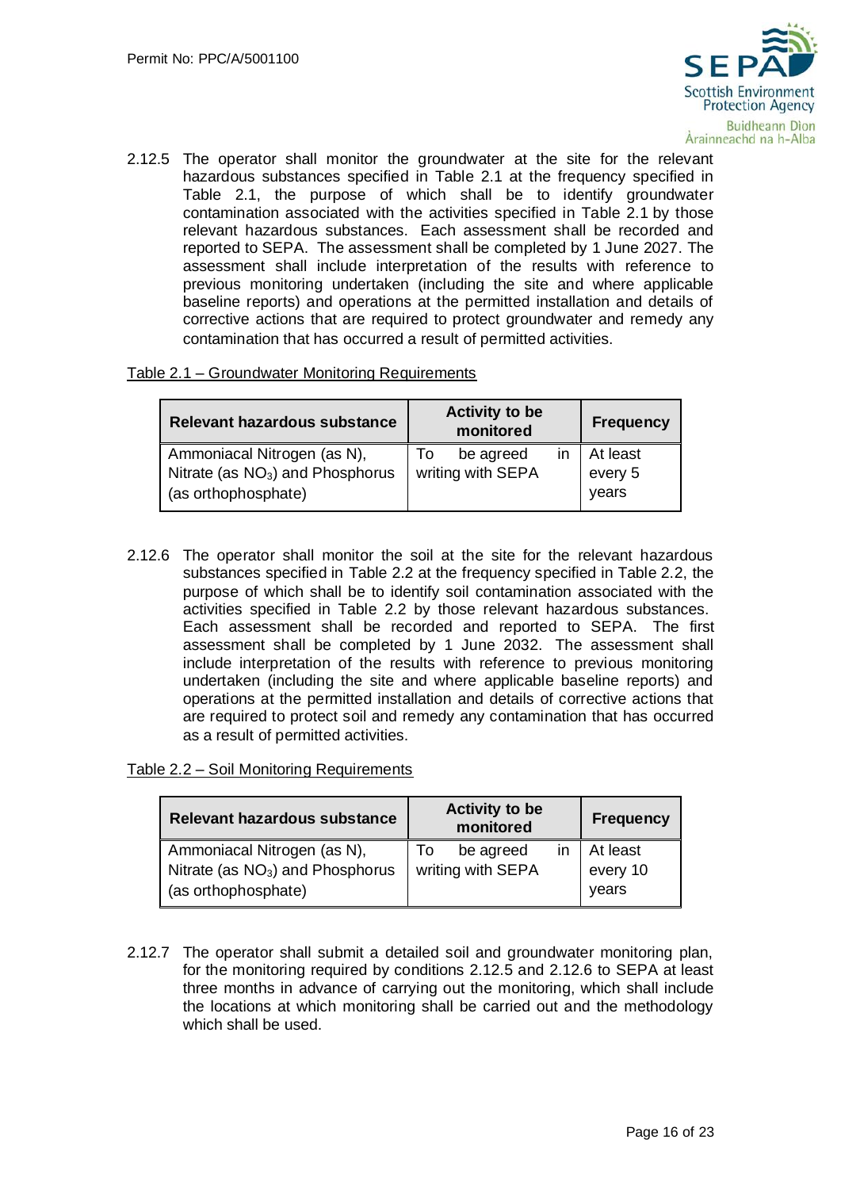2.12.5 The operator shall monitor the groundwater at the site for the relevant hazardous substances specified in Table 2.1 at the frequency specified in Table 2.1, the purpose of which shall be to identify groundwater contamination associated with the activities specified in Table 2.1 by those relevant hazardous substances. Each assessment shall be recorded and reported to SEPA. The assessment shall be completed by 1 June 2027. The assessment shall include interpretation of the results with reference to previous monitoring undertaken (including the site and where applicable baseline reports) and operations at the permitted installation and details of corrective actions that are required to protect groundwater and remedy any contamination that has occurred a result of permitted activities.

Table 2.1 – Groundwater Monitoring Requirements

| Relevant hazardous substance | Activity to be monitored | Frequency |
|---|---|---|
| Ammoniacal Nitrogen (as N), Nitrate (as $NO_3$) and Phosphorus (as orthophosphate) | To be agreed in writing with SEPA | At least every 5 years |

2.12.6 The operator shall monitor the soil at the site for the relevant hazardous substances specified in Table 2.2 at the frequency specified in Table 2.2, the purpose of which shall be to identify soil contamination associated with the activities specified in Table 2.2 by those relevant hazardous substances. Each assessment shall be recorded and reported to SEPA. The first assessment shall be completed by 1 June 2032. The assessment shall include interpretation of the results with reference to previous monitoring undertaken (including the site and where applicable baseline reports) and operations at the permitted installation and details of corrective actions that are required to protect soil and remedy any contamination that has occurred as a result of permitted activities.

Table 2.2 – Soil Monitoring Requirements

| Relevant hazardous substance | Activity to be monitored | Frequency |
|---|---|---|
| Ammoniacal Nitrogen (as N), Nitrate (as $NO_3$) and Phosphorus (as orthophosphate) | To be agreed in writing with SEPA | At least every 10 years |

2.12.7 The operator shall submit a detailed soil and groundwater monitoring plan, for the monitoring required by conditions 2.12.5 and 2.12.6 to SEPA at least three months in advance of carrying out the monitoring, which shall include the locations at which monitoring shall be carried out and the methodology which shall be used.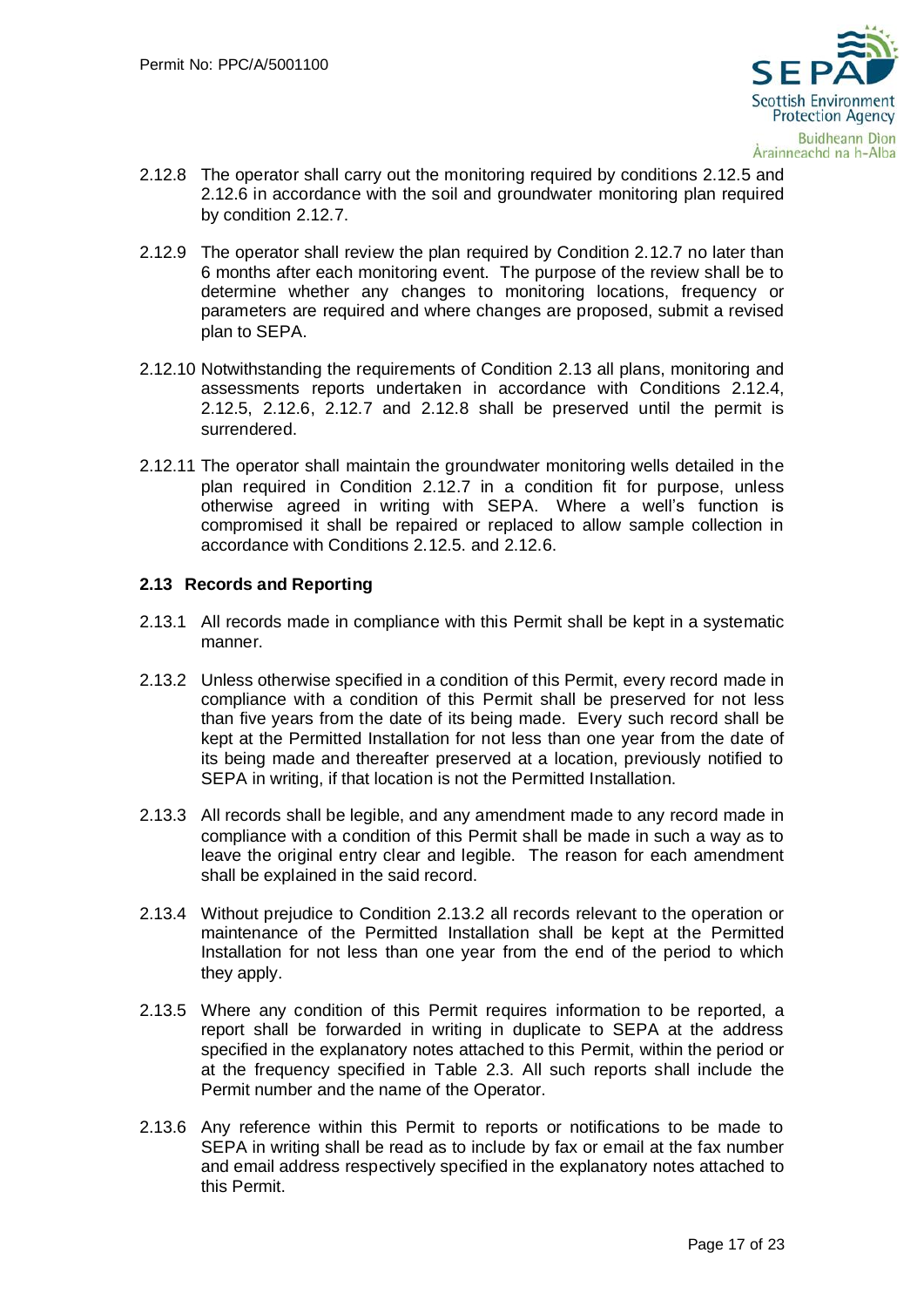2.12.8 The operator shall carry out the monitoring required by conditions 2.12.5 and 2.12.6 in accordance with the soil and groundwater monitoring plan required by condition 2.12.7.

2.12.9 The operator shall review the plan required by Condition 2.12.7 no later than 6 months after each monitoring event. The purpose of the review shall be to determine whether any changes to monitoring locations, frequency or parameters are required and where changes are proposed, submit a revised plan to SEPA.

2.12.10 Notwithstanding the requirements of Condition 2.13 all plans, monitoring and assessments reports undertaken in accordance with Conditions 2.12.4, 2.12.5, 2.12.6, 2.12.7 and 2.12.8 shall be preserved until the permit is surrendered.

2.12.11 The operator shall maintain the groundwater monitoring wells detailed in the plan required in Condition 2.12.7 in a condition fit for purpose, unless otherwise agreed in writing with SEPA. Where a well's function is compromised it shall be repaired or replaced to allow sample collection in accordance with Conditions 2.12.5. and 2.12.6.

### 2.13 Records and Reporting

2.13.1 All records made in compliance with this Permit shall be kept in a systematic manner.

2.13.2 Unless otherwise specified in a condition of this Permit, every record made in compliance with a condition of this Permit shall be preserved for not less than five years from the date of its being made. Every such record shall be kept at the Permitted Installation for not less than one year from the date of its being made and thereafter preserved at a location, previously notified to SEPA in writing, if that location is not the Permitted Installation.

2.13.3 All records shall be legible, and any amendment made to any record made in compliance with a condition of this Permit shall be made in such a way as to leave the original entry clear and legible. The reason for each amendment shall be explained in the said record.

2.13.4 Without prejudice to Condition 2.13.2 all records relevant to the operation or maintenance of the Permitted Installation shall be kept at the Permitted Installation for not less than one year from the end of the period to which they apply.

2.13.5 Where any condition of this Permit requires information to be reported, a report shall be forwarded in writing in duplicate to SEPA at the address specified in the explanatory notes attached to this Permit, within the period or at the frequency specified in Table 2.3. All such reports shall include the Permit number and the name of the Operator.

2.13.6 Any reference within this Permit to reports or notifications to be made to SEPA in writing shall be read as to include by fax or email at the fax number and email address respectively specified in the explanatory notes attached to this Permit.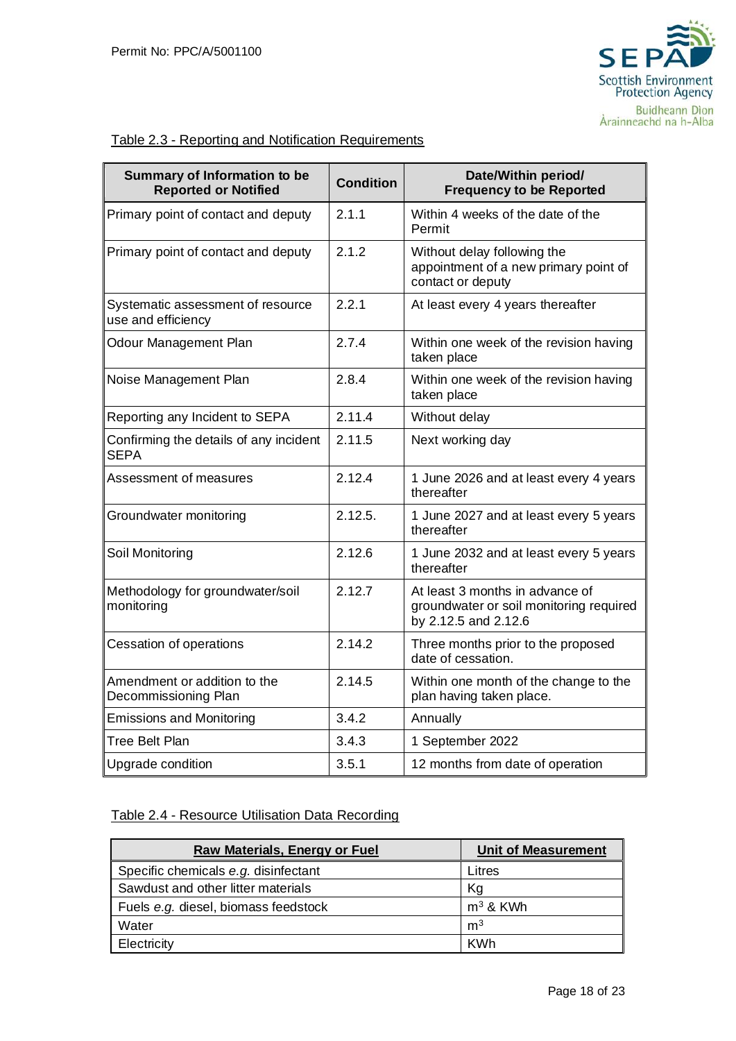Table 2.3 - Reporting and Notification Requirements

| Summary of Information to be Reported or Notified | Condition | Date/Within period/ Frequency to be Reported |
|---|---|---|
| Primary point of contact and deputy | 2.1.1 | Within 4 weeks of the date of the Permit |
| Primary point of contact and deputy | 2.1.2 | Without delay following the appointment of a new primary point of contact or deputy |
| Systematic assessment of resource use and efficiency | 2.2.1 | At least every 4 years thereafter |
| Odour Management Plan | 2.7.4 | Within one week of the revision having taken place |
| Noise Management Plan | 2.8.4 | Within one week of the revision having taken place |
| Reporting any Incident to SEPA | 2.11.4 | Without delay |
| Confirming the details of any incident SEPA | 2.11.5 | Next working day |
| Assessment of measures | 2.12.4 | 1 June 2026 and at least every 4 years thereafter |
| Groundwater monitoring | 2.12.5. | 1 June 2027 and at least every 5 years thereafter |
| Soil Monitoring | 2.12.6 | 1 June 2032 and at least every 5 years thereafter |
| Methodology for groundwater/soil monitoring | 2.12.7 | At least 3 months in advance of groundwater or soil monitoring required by 2.12.5 and 2.12.6 |
| Cessation of operations | 2.14.2 | Three months prior to the proposed date of cessation. |
| Amendment or addition to the Decommissioning Plan | 2.14.5 | Within one month of the change to the plan having taken place. |
| Emissions and Monitoring | 3.4.2 | Annually |
| Tree Belt Plan | 3.4.3 | 1 September 2022 |
| Upgrade condition | 3.5.1 | 12 months from date of operation |

Table 2.4 - Resource Utilisation Data Recording

| Raw Materials, Energy or Fuel | Unit of Measurement |
|---|---|
| Specific chemicals *e.g.* disinfectant | Litres |
| Sawdust and other litter materials | Kg |
| Fuels *e.g.* diesel, biomass feedstock | $m^3$ & KWh |
| Water | $m^3$ |
| Electricity | KWh |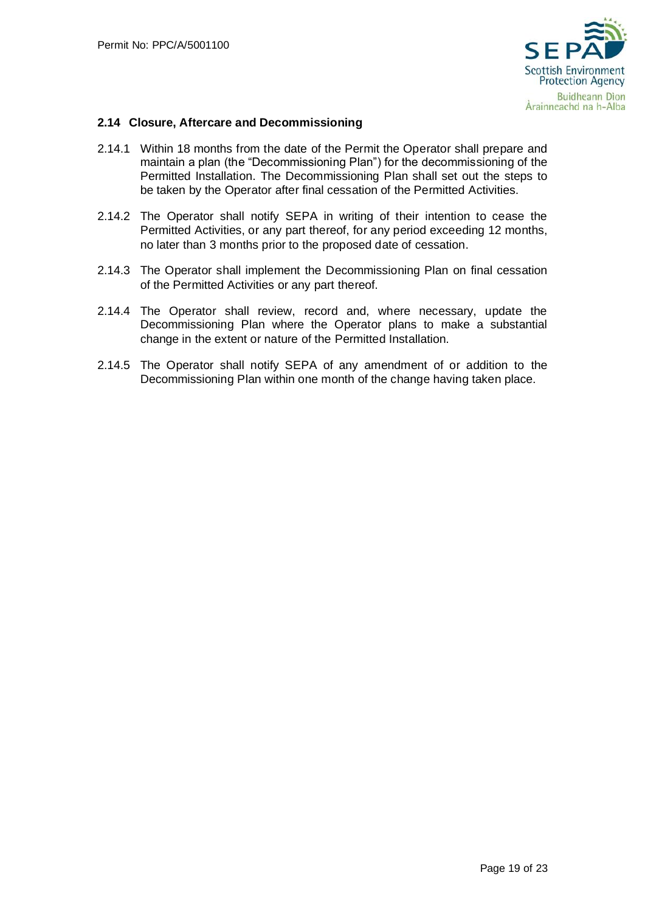### 2.14 Closure, Aftercare and Decommissioning

2.14.1 Within 18 months from the date of the Permit the Operator shall prepare and maintain a plan (the "Decommissioning Plan") for the decommissioning of the Permitted Installation. The Decommissioning Plan shall set out the steps to be taken by the Operator after final cessation of the Permitted Activities.

2.14.2 The Operator shall notify SEPA in writing of their intention to cease the Permitted Activities, or any part thereof, for any period exceeding 12 months, no later than 3 months prior to the proposed date of cessation.

2.14.3 The Operator shall implement the Decommissioning Plan on final cessation of the Permitted Activities or any part thereof.

2.14.4 The Operator shall review, record and, where necessary, update the Decommissioning Plan where the Operator plans to make a substantial change in the extent or nature of the Permitted Installation.

2.14.5 The Operator shall notify SEPA of any amendment of or addition to the Decommissioning Plan within one month of the change having taken place.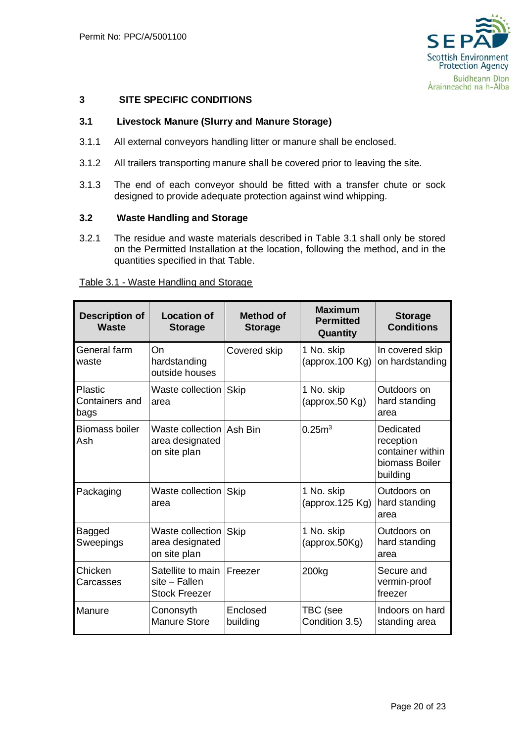## 3 SITE SPECIFIC CONDITIONS

### 3.1 Livestock Manure (Slurry and Manure Storage)

3.1.1 All external conveyors handling litter or manure shall be enclosed.

3.1.2 All trailers transporting manure shall be covered prior to leaving the site.

3.1.3 The end of each conveyor should be fitted with a transfer chute or sock designed to provide adequate protection against wind whipping.

### 3.2 Waste Handling and Storage

3.2.1 The residue and waste materials described in Table 3.1 shall only be stored on the Permitted Installation at the location, following the method, and in the quantities specified in that Table.

Table 3.1 - Waste Handling and Storage

| Description of Waste | Location of Storage | Method of Storage | Maximum Permitted Quantity | Storage Conditions |
|---|---|---|---|---|
| General farm waste | On hardstanding outside houses | Covered skip | 1 No. skip (approx.100 Kg) | In covered skip on hardstanding |
| Plastic Containers and bags | Waste collection area | Skip | 1 No. skip (approx.50 Kg) | Outdoors on hard standing area |
| Biomass boiler Ash | Waste collection area designated on site plan | Ash Bin | $0.25m^3$ | Dedicated reception container within biomass Boiler building |
| Packaging | Waste collection area | Skip | 1 No. skip (approx.125 Kg) | Outdoors on hard standing area |
| Bagged Sweepings | Waste collection area designated on site plan | Skip | 1 No. skip (approx.50Kg) | Outdoors on hard standing area |
| Chicken Carcasses | Satellite to main site – Fallen Stock Freezer | Freezer | 200kg | Secure and vermin-proof freezer |
| Manure | Cononsyth Manure Store | Enclosed building | TBC (see Condition 3.5) | Indoors on hard standing area |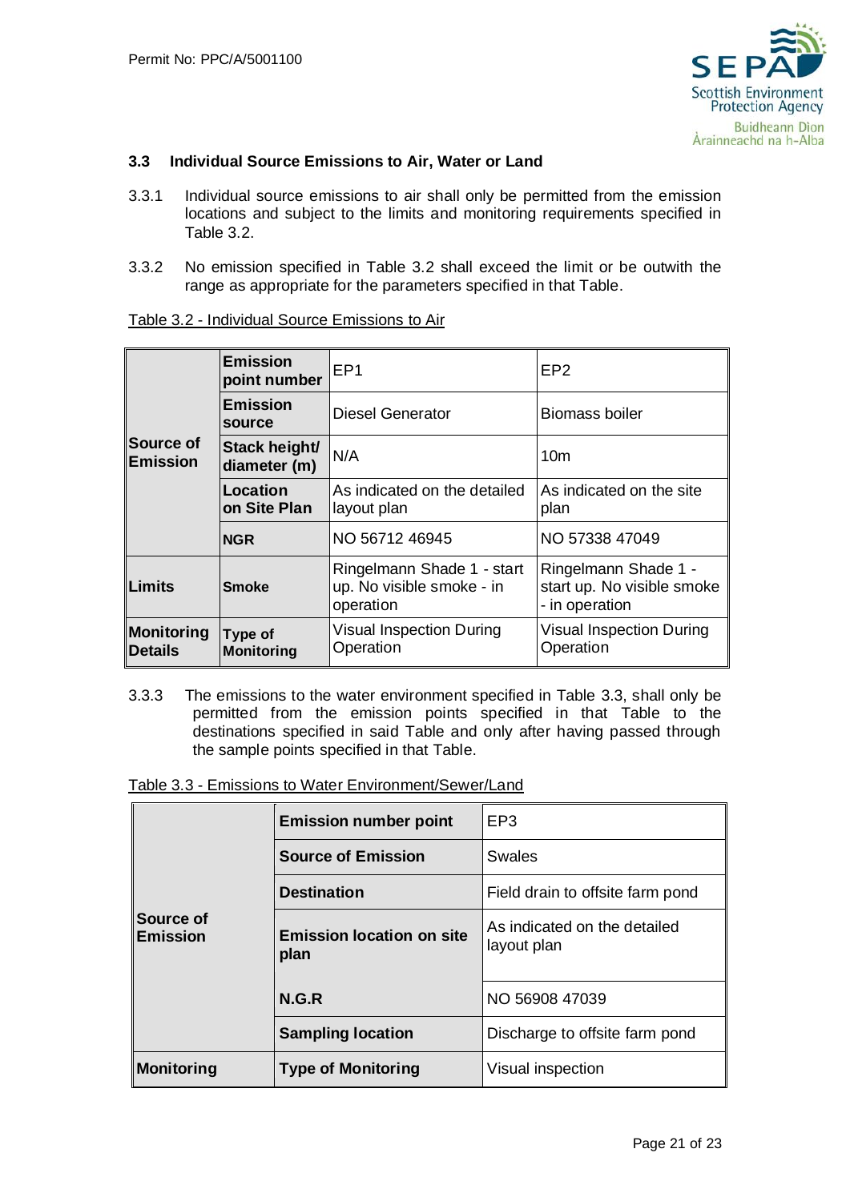### 3.3 Individual Source Emissions to Air, Water or Land

3.3.1 Individual source emissions to air shall only be permitted from the emission locations and subject to the limits and monitoring requirements specified in Table 3.2.

3.3.2 No emission specified in Table 3.2 shall exceed the limit or be outwith the range as appropriate for the parameters specified in that Table.

Table 3.2 - Individual Source Emissions to Air

| | | | |
|---|---|---|---|
| **Source of Emission** | **Emission point number** | EP1 | EP2 |
| | **Emission source** | Diesel Generator | Biomass boiler |
| | **Stack height/ diameter (m)** | N/A | 10m |
| | **Location on Site Plan** | As indicated on the detailed layout plan | As indicated on the site plan |
| | **NGR** | NO 56712 46945 | NO 57338 47049 |
| **Limits** | **Smoke** | Ringelmann Shade 1 - start up. No visible smoke - in operation | Ringelmann Shade 1 - start up. No visible smoke - in operation |
| **Monitoring Details** | **Type of Monitoring** | Visual Inspection During Operation | Visual Inspection During Operation |

3.3.3 The emissions to the water environment specified in Table 3.3, shall only be permitted from the emission points specified in that Table to the destinations specified in said Table and only after having passed through the sample points specified in that Table.

Table 3.3 - Emissions to Water Environment/Sewer/Land

| | | |
|---|---|---|
| **Source of Emission** | **Emission number point** | EP3 |
| | **Source of Emission** | Swales |
| | **Destination** | Field drain to offsite farm pond |
| | **Emission location on site plan** | As indicated on the detailed layout plan |
| | **N.G.R** | NO 56908 47039 |
| | **Sampling location** | Discharge to offsite farm pond |
| **Monitoring** | **Type of Monitoring** | Visual inspection |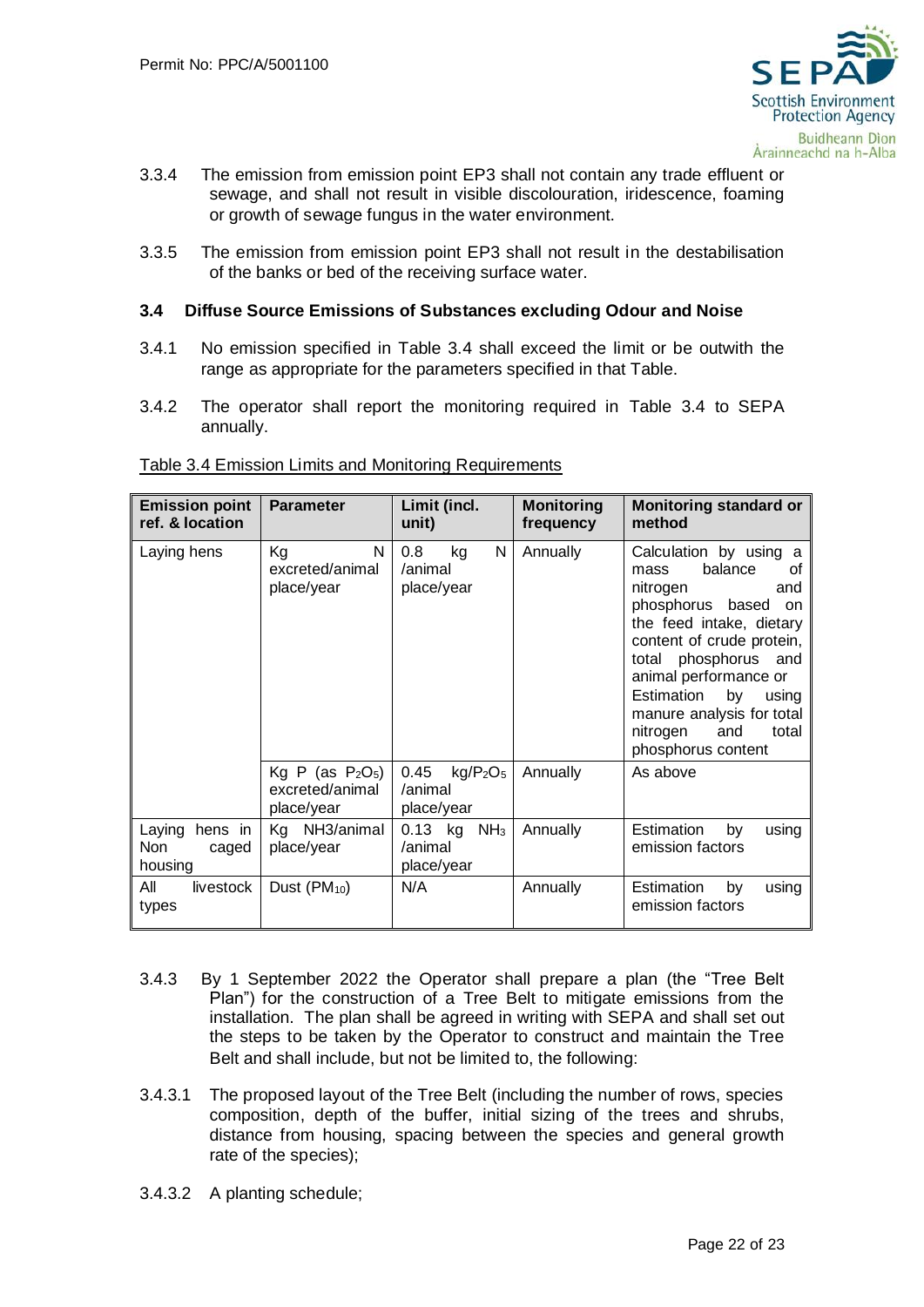3.3.4 The emission from emission point EP3 shall not contain any trade effluent or sewage, and shall not result in visible discolouration, iridescence, foaming or growth of sewage fungus in the water environment.

3.3.5 The emission from emission point EP3 shall not result in the destabilisation of the banks or bed of the receiving surface water.

### 3.4 Diffuse Source Emissions of Substances excluding Odour and Noise

3.4.1 No emission specified in Table 3.4 shall exceed the limit or be outwith the range as appropriate for the parameters specified in that Table.

3.4.2 The operator shall report the monitoring required in Table 3.4 to SEPA annually.

Table 3.4 Emission Limits and Monitoring Requirements

| Emission point ref. & location | Parameter | Limit (incl. unit) | Monitoring frequency | Monitoring standard or method |
|---|---|---|---|---|
| Laying hens | Kg N excreted/animal place/year | 0.8 kg N /animal place/year | Annually | Calculation by using a mass balance of nitrogen and phosphorus based on the feed intake, dietary content of crude protein, total phosphorus and animal performance or Estimation by using manure analysis for total nitrogen and total phosphorus content |
| | Kg P (as $P_2O_5$) excreted/animal place/year | 0.45 kg/$P_2O_5$ /animal place/year | Annually | As above |
| Laying hens in Non caged housing | Kg NH3/animal place/year | 0.13 kg $NH_3$ /animal place/year | Annually | Estimation by using emission factors |
| All livestock types | Dust ($PM_{10}$) | N/A | Annually | Estimation by using emission factors |

3.4.3 By 1 September 2022 the Operator shall prepare a plan (the "Tree Belt Plan") for the construction of a Tree Belt to mitigate emissions from the installation. The plan shall be agreed in writing with SEPA and shall set out the steps to be taken by the Operator to construct and maintain the Tree Belt and shall include, but not be limited to, the following:

3.4.3.1 The proposed layout of the Tree Belt (including the number of rows, species composition, depth of the buffer, initial sizing of the trees and shrubs, distance from housing, spacing between the species and general growth rate of the species);

3.4.3.2 A planting schedule;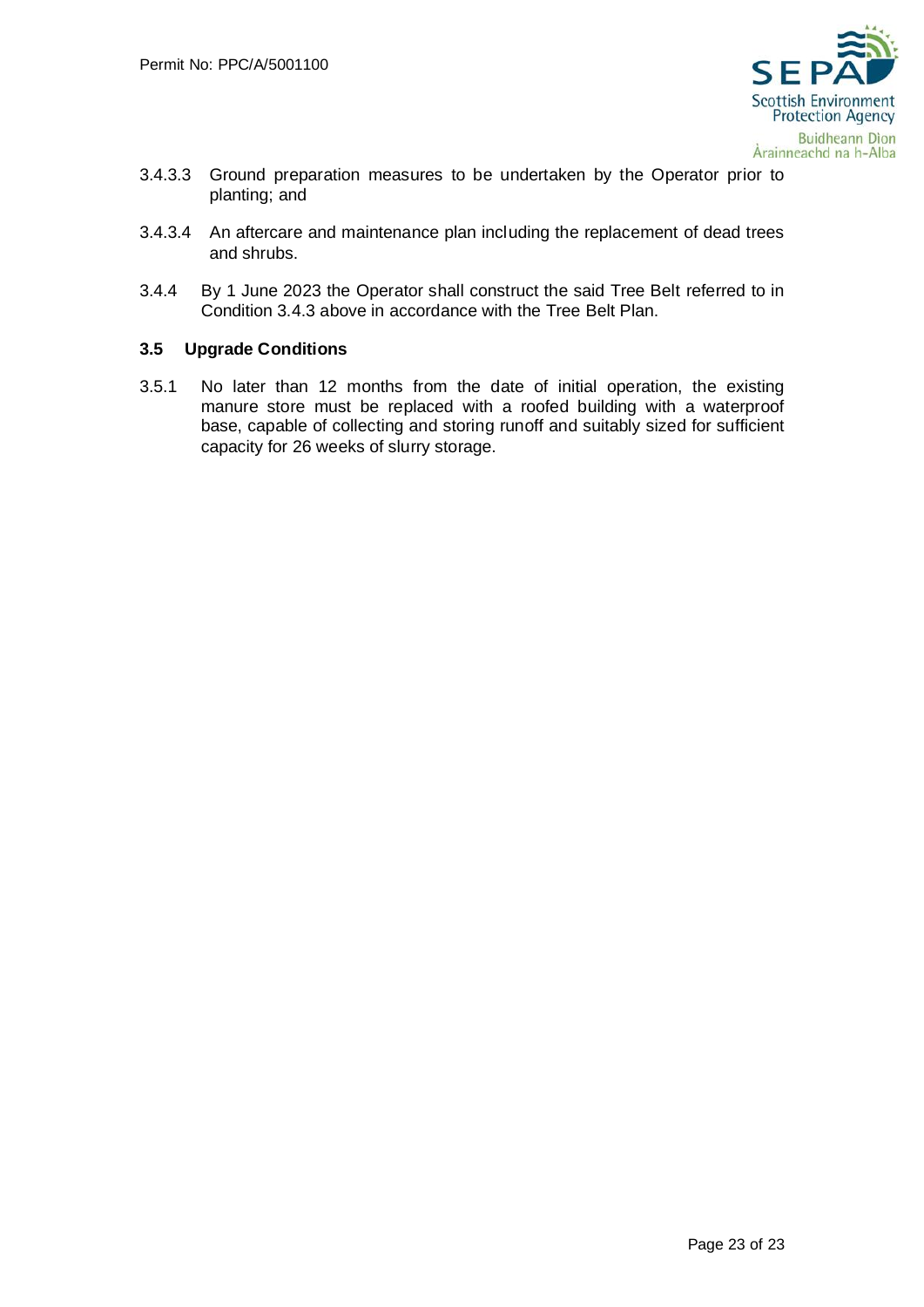3.4.3.3 Ground preparation measures to be undertaken by the Operator prior to planting; and

3.4.3.4 An aftercare and maintenance plan including the replacement of dead trees and shrubs.

3.4.4 By 1 June 2023 the Operator shall construct the said Tree Belt referred to in Condition 3.4.3 above in accordance with the Tree Belt Plan.

### 3.5 Upgrade Conditions

3.5.1 No later than 12 months from the date of initial operation, the existing manure store must be replaced with a roofed building with a waterproof base, capable of collecting and storing runoff and suitably sized for sufficient capacity for 26 weeks of slurry storage.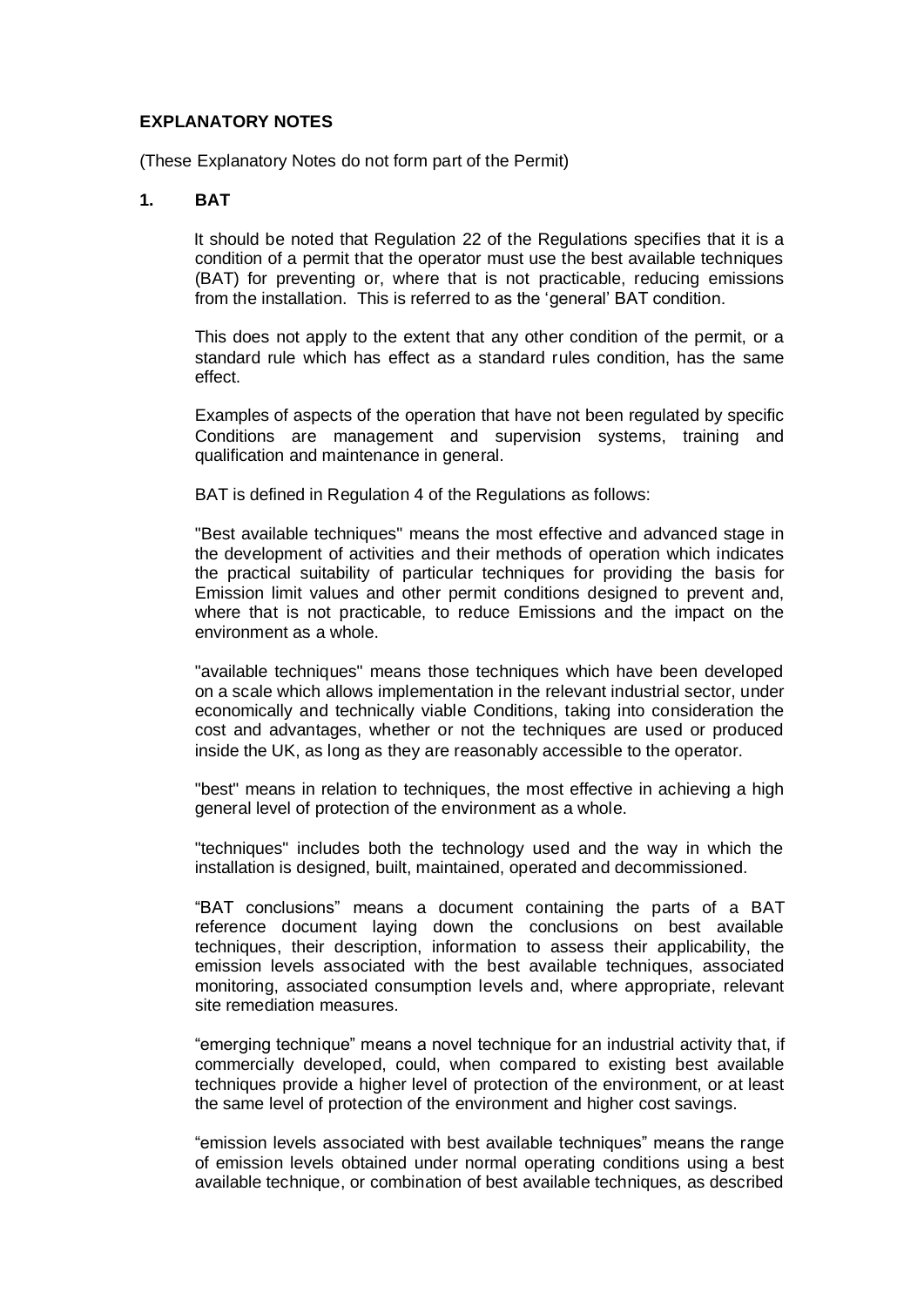**EXPLANATORY NOTES**

(These Explanatory Notes do not form part of the Permit)

## 1. BAT

It should be noted that Regulation 22 of the Regulations specifies that it is a condition of a permit that the operator must use the best available techniques (BAT) for preventing or, where that is not practicable, reducing emissions from the installation. This is referred to as the 'general' BAT condition.

This does not apply to the extent that any other condition of the permit, or a standard rule which has effect as a standard rules condition, has the same effect.

Examples of aspects of the operation that have not been regulated by specific Conditions are management and supervision systems, training and qualification and maintenance in general.

BAT is defined in Regulation 4 of the Regulations as follows:

"Best available techniques" means the most effective and advanced stage in the development of activities and their methods of operation which indicates the practical suitability of particular techniques for providing the basis for Emission limit values and other permit conditions designed to prevent and, where that is not practicable, to reduce Emissions and the impact on the environment as a whole.

"available techniques" means those techniques which have been developed on a scale which allows implementation in the relevant industrial sector, under economically and technically viable Conditions, taking into consideration the cost and advantages, whether or not the techniques are used or produced inside the UK, as long as they are reasonably accessible to the operator.

"best" means in relation to techniques, the most effective in achieving a high general level of protection of the environment as a whole.

"techniques" includes both the technology used and the way in which the installation is designed, built, maintained, operated and decommissioned.

"BAT conclusions" means a document containing the parts of a BAT reference document laying down the conclusions on best available techniques, their description, information to assess their applicability, the emission levels associated with the best available techniques, associated monitoring, associated consumption levels and, where appropriate, relevant site remediation measures.

"emerging technique" means a novel technique for an industrial activity that, if commercially developed, could, when compared to existing best available techniques provide a higher level of protection of the environment, or at least the same level of protection of the environment and higher cost savings.

"emission levels associated with best available techniques" means the range of emission levels obtained under normal operating conditions using a best available technique, or combination of best available techniques, as described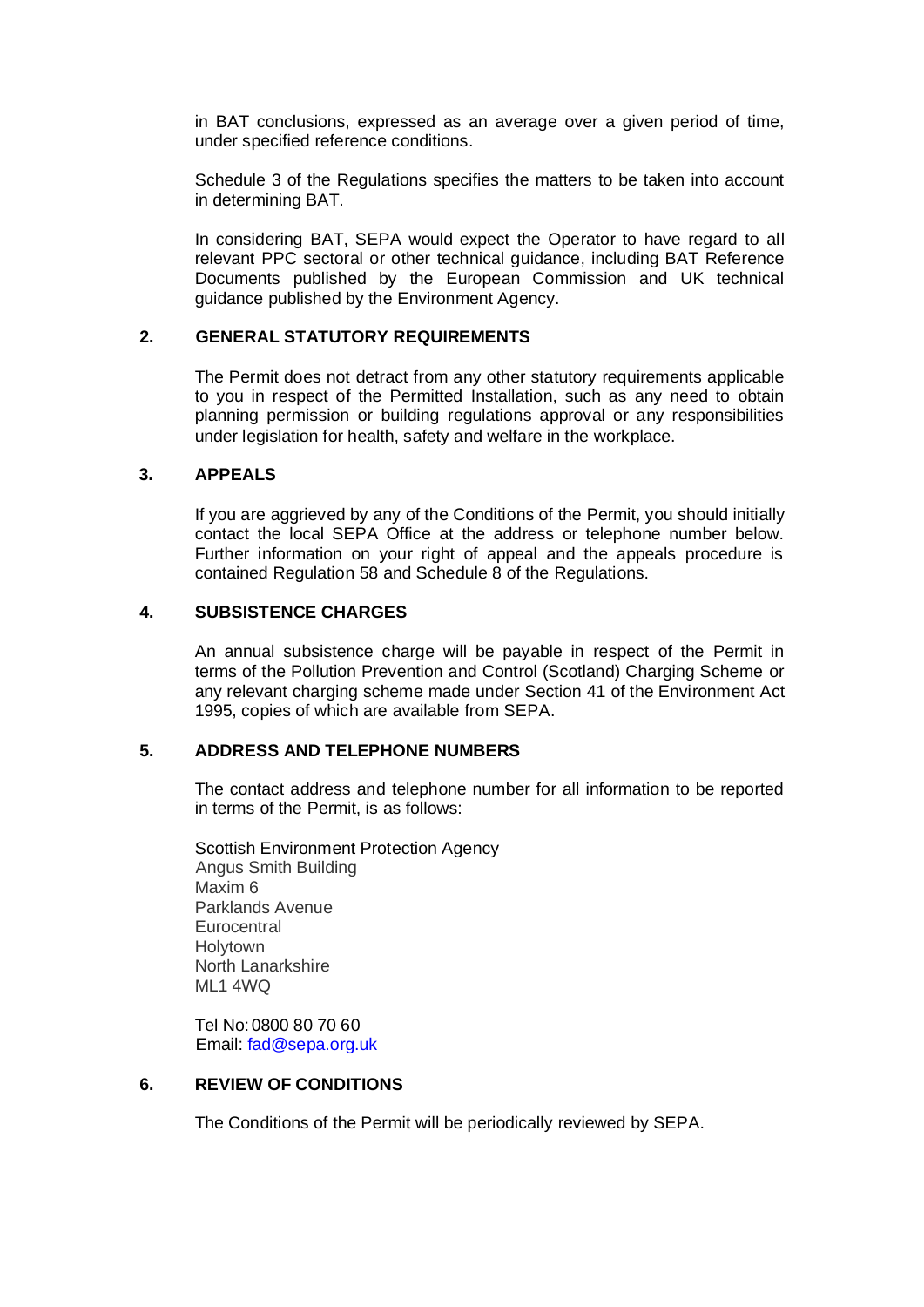in BAT conclusions, expressed as an average over a given period of time, under specified reference conditions.

Schedule 3 of the Regulations specifies the matters to be taken into account in determining BAT.

In considering BAT, SEPA would expect the Operator to have regard to all relevant PPC sectoral or other technical guidance, including BAT Reference Documents published by the European Commission and UK technical guidance published by the Environment Agency.

## 2. GENERAL STATUTORY REQUIREMENTS

The Permit does not detract from any other statutory requirements applicable to you in respect of the Permitted Installation, such as any need to obtain planning permission or building regulations approval or any responsibilities under legislation for health, safety and welfare in the workplace.

## 3. APPEALS

If you are aggrieved by any of the Conditions of the Permit, you should initially contact the local SEPA Office at the address or telephone number below. Further information on your right of appeal and the appeals procedure is contained Regulation 58 and Schedule 8 of the Regulations.

## 4. SUBSISTENCE CHARGES

An annual subsistence charge will be payable in respect of the Permit in terms of the Pollution Prevention and Control (Scotland) Charging Scheme or any relevant charging scheme made under Section 41 of the Environment Act 1995, copies of which are available from SEPA.

## 5. ADDRESS AND TELEPHONE NUMBERS

The contact address and telephone number for all information to be reported in terms of the Permit, is as follows:

Scottish Environment Protection Agency
Angus Smith Building
Maxim 6
Parklands Avenue
Eurocentral
Holytown
North Lanarkshire
ML1 4WQ

Tel No: 0800 80 70 60
Email: fad@sepa.org.uk

## 6. REVIEW OF CONDITIONS

The Conditions of the Permit will be periodically reviewed by SEPA.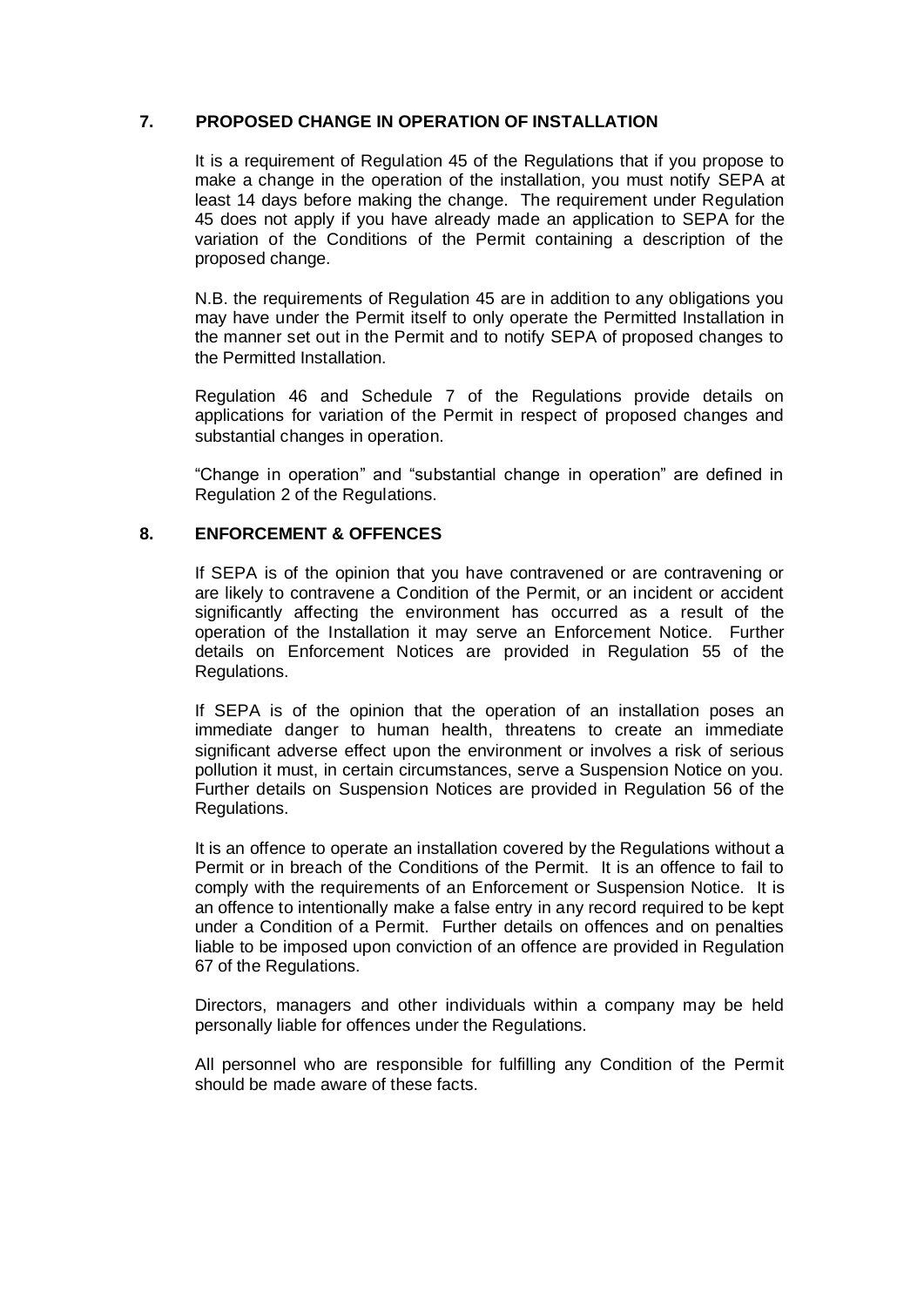## 7. PROPOSED CHANGE IN OPERATION OF INSTALLATION

It is a requirement of Regulation 45 of the Regulations that if you propose to make a change in the operation of the installation, you must notify SEPA at least 14 days before making the change. The requirement under Regulation 45 does not apply if you have already made an application to SEPA for the variation of the Conditions of the Permit containing a description of the proposed change.

N.B. the requirements of Regulation 45 are in addition to any obligations you may have under the Permit itself to only operate the Permitted Installation in the manner set out in the Permit and to notify SEPA of proposed changes to the Permitted Installation.

Regulation 46 and Schedule 7 of the Regulations provide details on applications for variation of the Permit in respect of proposed changes and substantial changes in operation.

"Change in operation" and "substantial change in operation" are defined in Regulation 2 of the Regulations.

## 8. ENFORCEMENT & OFFENCES

If SEPA is of the opinion that you have contravened or are contravening or are likely to contravene a Condition of the Permit, or an incident or accident significantly affecting the environment has occurred as a result of the operation of the Installation it may serve an Enforcement Notice. Further details on Enforcement Notices are provided in Regulation 55 of the Regulations.

If SEPA is of the opinion that the operation of an installation poses an immediate danger to human health, threatens to create an immediate significant adverse effect upon the environment or involves a risk of serious pollution it must, in certain circumstances, serve a Suspension Notice on you. Further details on Suspension Notices are provided in Regulation 56 of the Regulations.

It is an offence to operate an installation covered by the Regulations without a Permit or in breach of the Conditions of the Permit. It is an offence to fail to comply with the requirements of an Enforcement or Suspension Notice. It is an offence to intentionally make a false entry in any record required to be kept under a Condition of a Permit. Further details on offences and on penalties liable to be imposed upon conviction of an offence are provided in Regulation 67 of the Regulations.

Directors, managers and other individuals within a company may be held personally liable for offences under the Regulations.

All personnel who are responsible for fulfilling any Condition of the Permit should be made aware of these facts.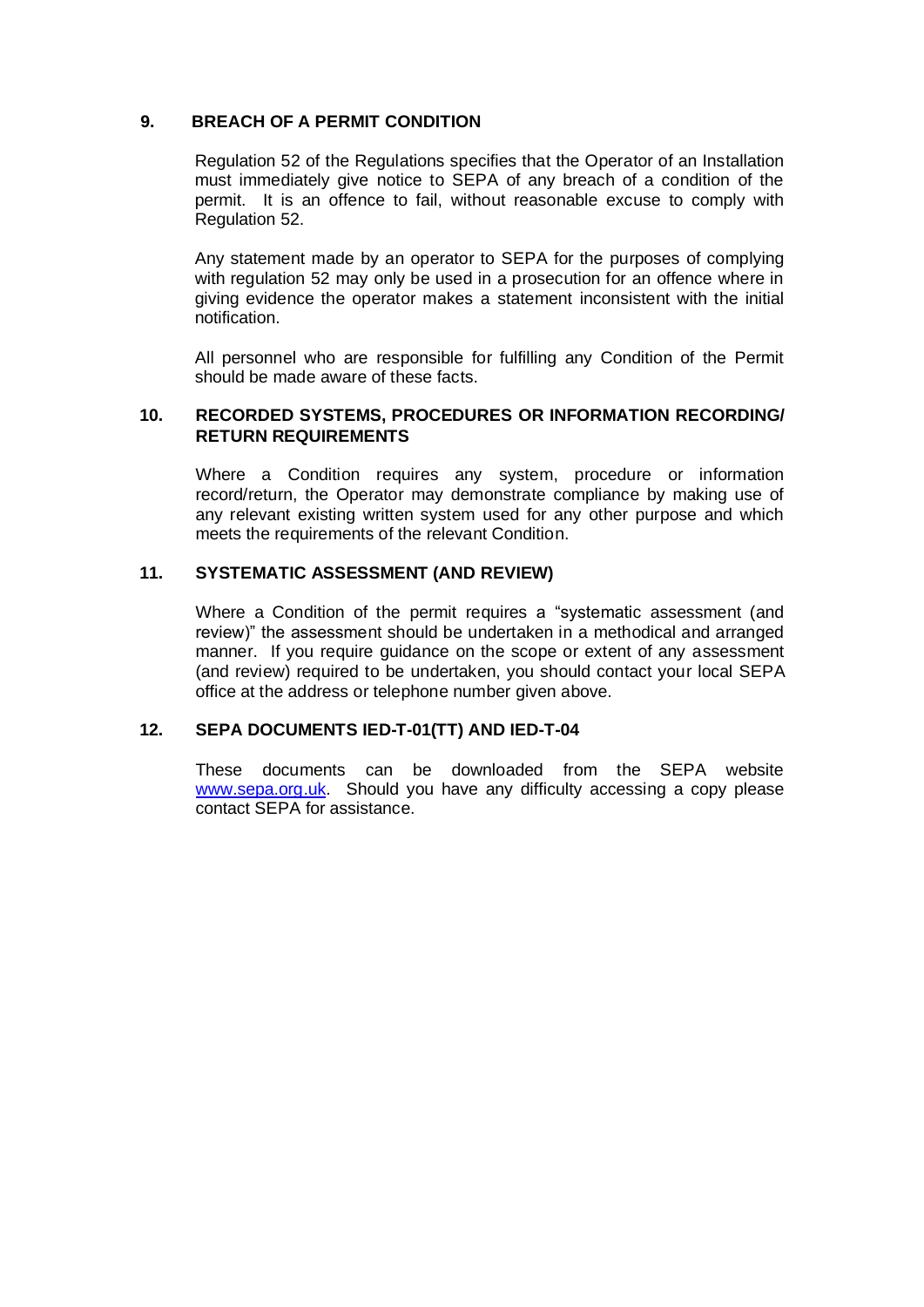## 9. BREACH OF A PERMIT CONDITION

Regulation 52 of the Regulations specifies that the Operator of an Installation must immediately give notice to SEPA of any breach of a condition of the permit. It is an offence to fail, without reasonable excuse to comply with Regulation 52.

Any statement made by an operator to SEPA for the purposes of complying with regulation 52 may only be used in a prosecution for an offence where in giving evidence the operator makes a statement inconsistent with the initial notification.

All personnel who are responsible for fulfilling any Condition of the Permit should be made aware of these facts.

## 10. RECORDED SYSTEMS, PROCEDURES OR INFORMATION RECORDING/ RETURN REQUIREMENTS

Where a Condition requires any system, procedure or information record/return, the Operator may demonstrate compliance by making use of any relevant existing written system used for any other purpose and which meets the requirements of the relevant Condition.

## 11. SYSTEMATIC ASSESSMENT (AND REVIEW)

Where a Condition of the permit requires a "systematic assessment (and review)" the assessment should be undertaken in a methodical and arranged manner. If you require guidance on the scope or extent of any assessment (and review) required to be undertaken, you should contact your local SEPA office at the address or telephone number given above.

## 12. SEPA DOCUMENTS IED-T-01(TT) AND IED-T-04

These documents can be downloaded from the SEPA website [www.sepa.org.uk](http://www.sepa.org.uk). Should you have any difficulty accessing a copy please contact SEPA for assistance.